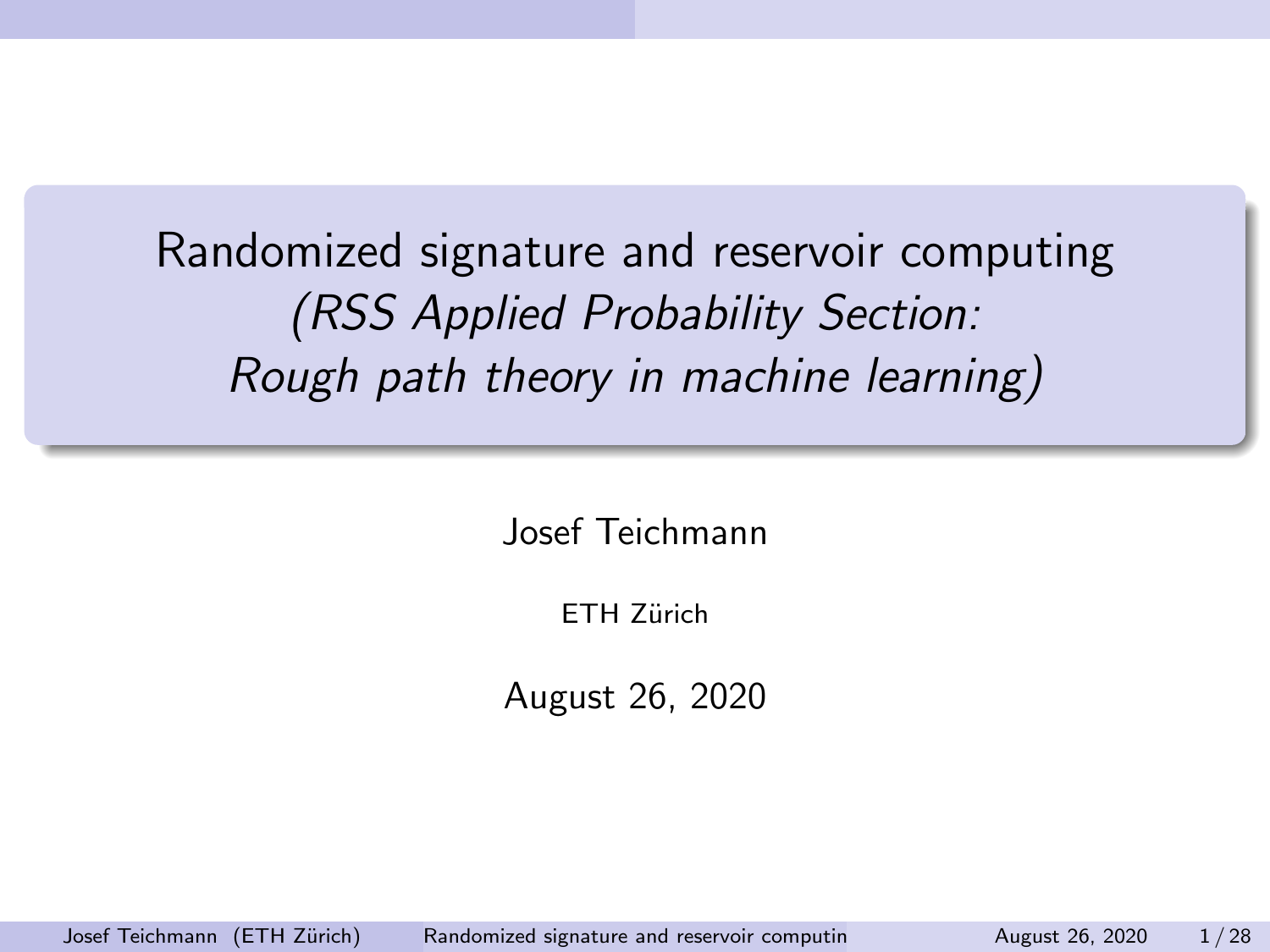# Randomized signature and reservoir computing

*(RSS Applied Probability Section: Rough path theory in machine learning)*

Josef Teichmann

ETH Zürich

August 26, 2020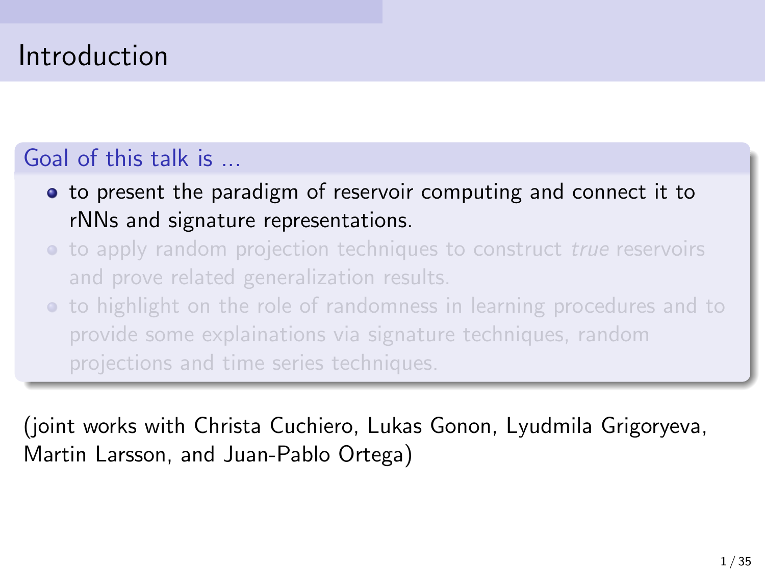# Introduction

## Goal of this talk is ...

- to present the paradigm of reservoir computing and connect it to rNNs and signature representations.
- to apply random projection techniques to construct *true* reservoirs and prove related generalization results.
- to highlight on the role of randomness in learning procedures and to provide some explainations via signature techniques, random projections and time series techniques.

(joint works with Christa Cuchiero, Lukas Gonon, Lyudmila Grigoryeva, Martin Larsson, and Juan-Pablo Ortega)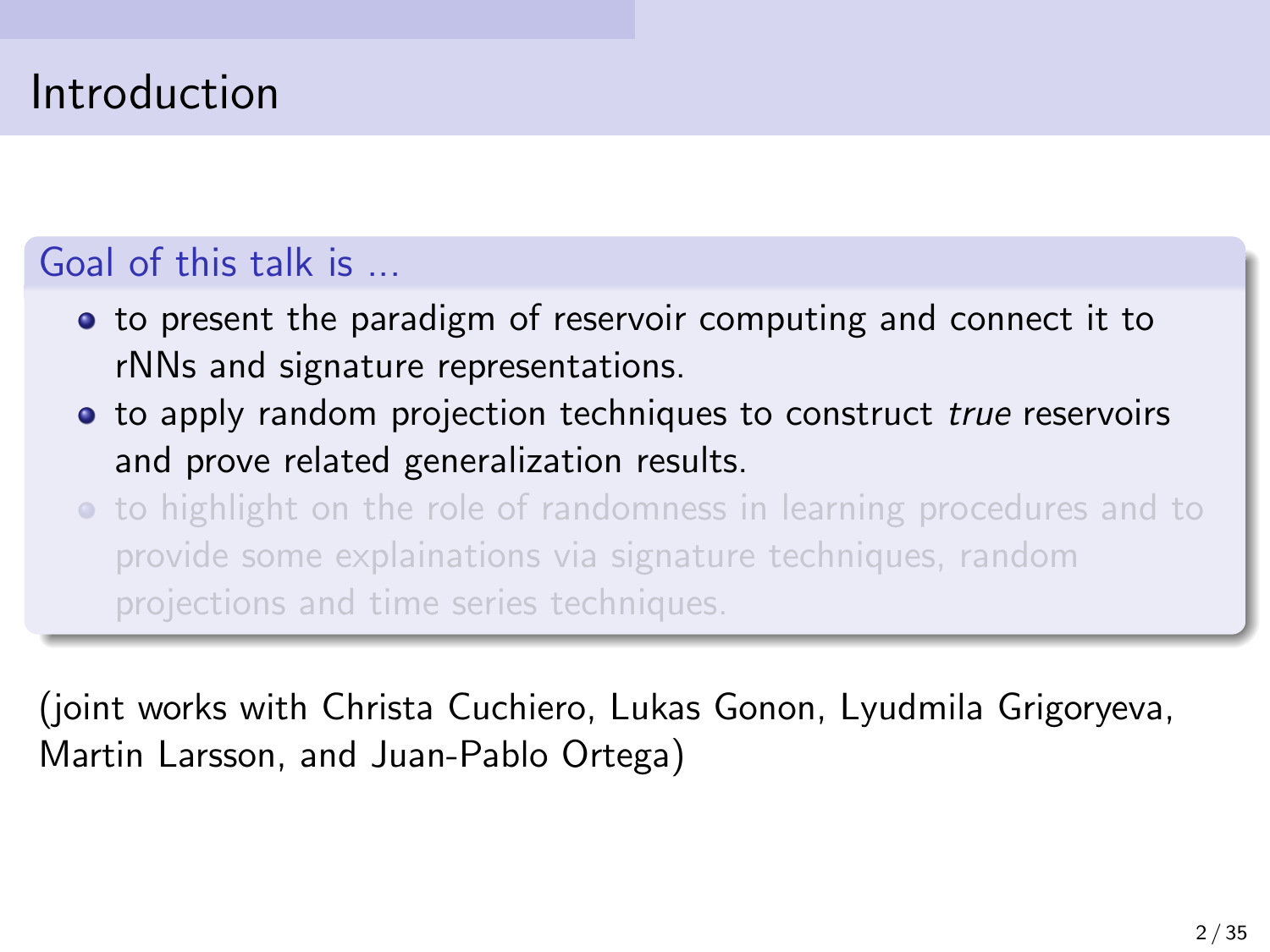# Introduction

**Goal of this talk is ...**

- to present the paradigm of reservoir computing and connect it to rNNs and signature representations.
- to apply random projection techniques to construct *true* reservoirs and prove related generalization results.
- to highlight on the role of randomness in learning procedures and to provide some explainations via signature techniques, random projections and time series techniques.

(joint works with Christa Cuchiero, Lukas Gonon, Lyudmila Grigoryeva, Martin Larsson, and Juan-Pablo Ortega)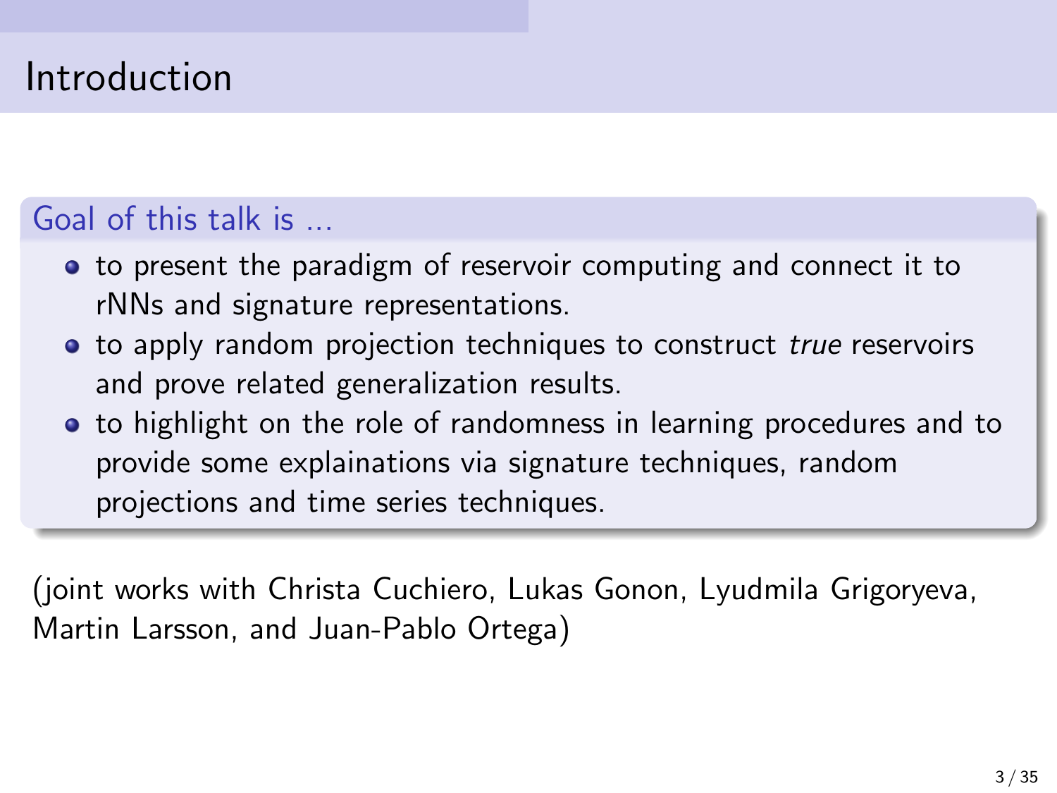# Introduction

### Goal of this talk is ...

- to present the paradigm of reservoir computing and connect it to rNNs and signature representations.
- to apply random projection techniques to construct *true* reservoirs and prove related generalization results.
- to highlight on the role of randomness in learning procedures and to provide some explainations via signature techniques, random projections and time series techniques.

(joint works with Christa Cuchiero, Lukas Gonon, Lyudmila Grigoryeva, Martin Larsson, and Juan-Pablo Ortega)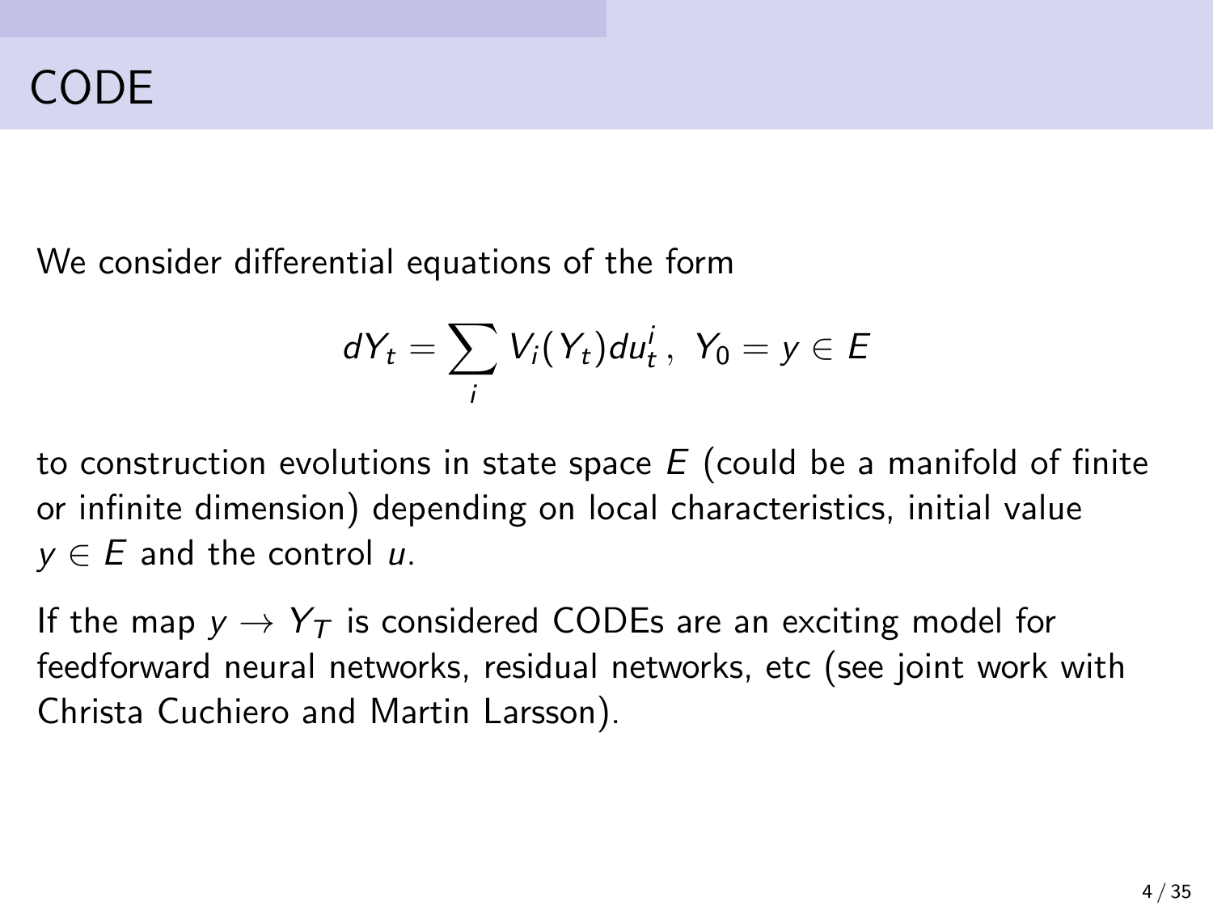# CODE

We consider differential equations of the form

$$dY_t = \sum_i V_i(Y_t) du_t^i \,, \; Y_0 = y \in E$$

to construction evolutions in state space $E$ (could be a manifold of finite or infinite dimension) depending on local characteristics, initial value $y \in E$ and the control $u$.

If the map $y \rightarrow Y_T$ is considered CODEs are an exciting model for feedforward neural networks, residual networks, etc (see joint work with Christa Cuchiero and Martin Larsson).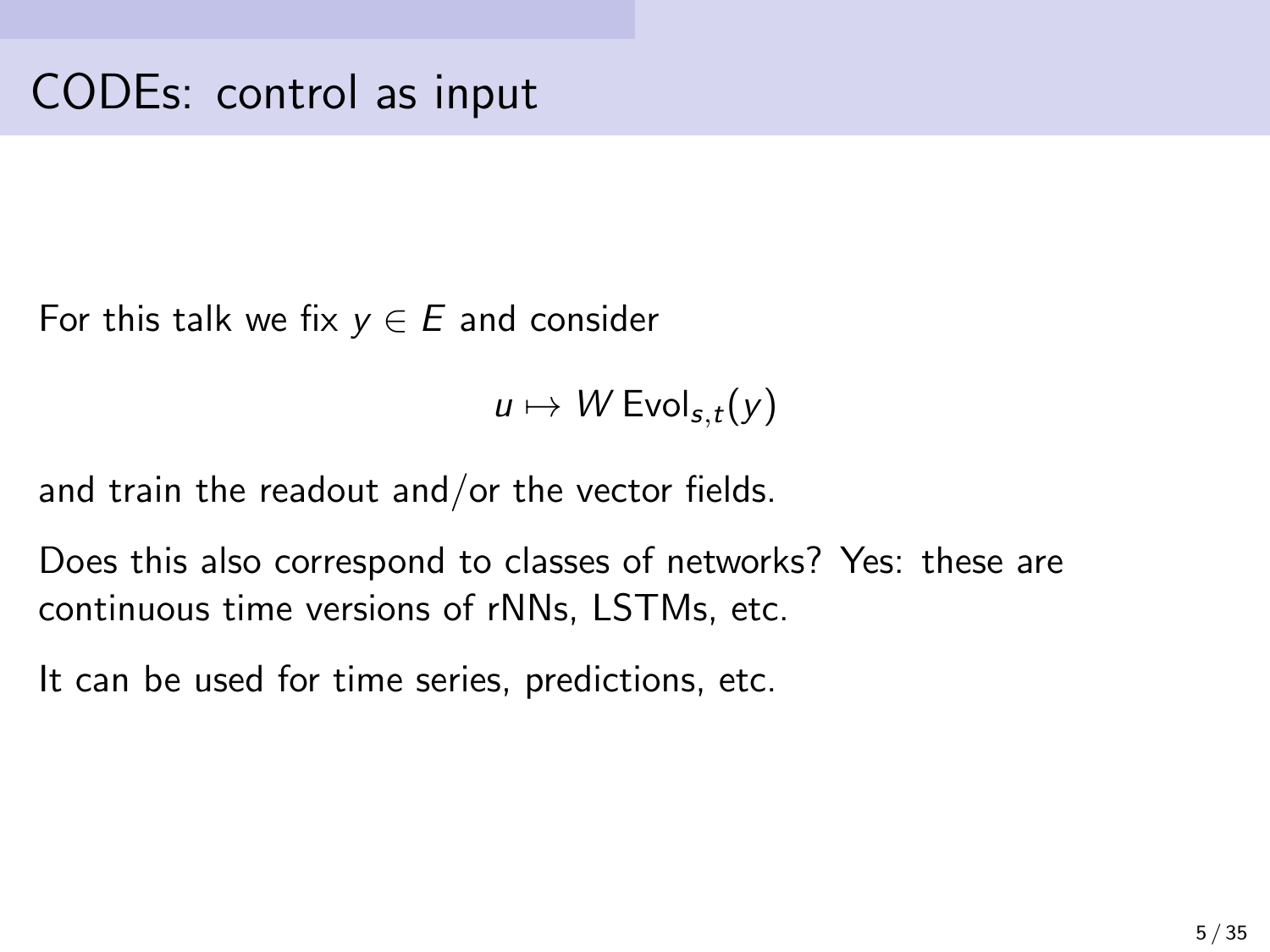# CODEs: control as input

For this talk we fix $y \in E$ and consider

$$u \mapsto W \, \mathrm{Evol}_{s,t}(y)$$

and train the readout and/or the vector fields.

Does this also correspond to classes of networks? Yes: these are continuous time versions of rNNs, LSTMs, etc.

It can be used for time series, predictions, etc.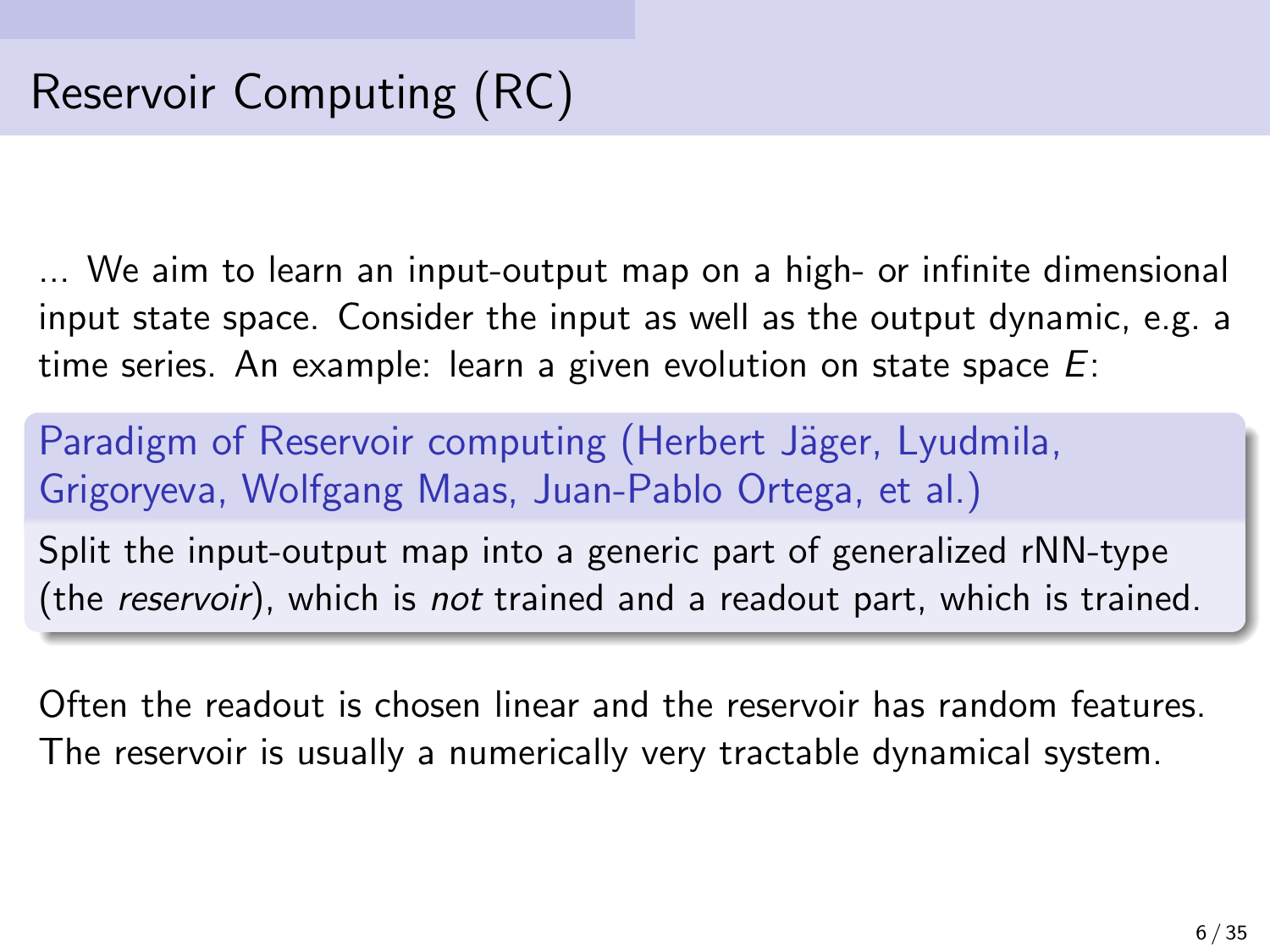# Reservoir Computing (RC)

... We aim to learn an input-output map on a high- or infinite dimensional input state space. Consider the input as well as the output dynamic, e.g. a time series. An example: learn a given evolution on state space $E$:

**Paradigm of Reservoir computing (Herbert Jäger, Lyudmila, Grigoryeva, Wolfgang Maas, Juan-Pablo Ortega, et al.)**

Split the input-output map into a generic part of generalized rNN-type (the *reservoir*), which is *not* trained and a readout part, which is trained.

Often the readout is chosen linear and the reservoir has random features. The reservoir is usually a numerically very tractable dynamical system.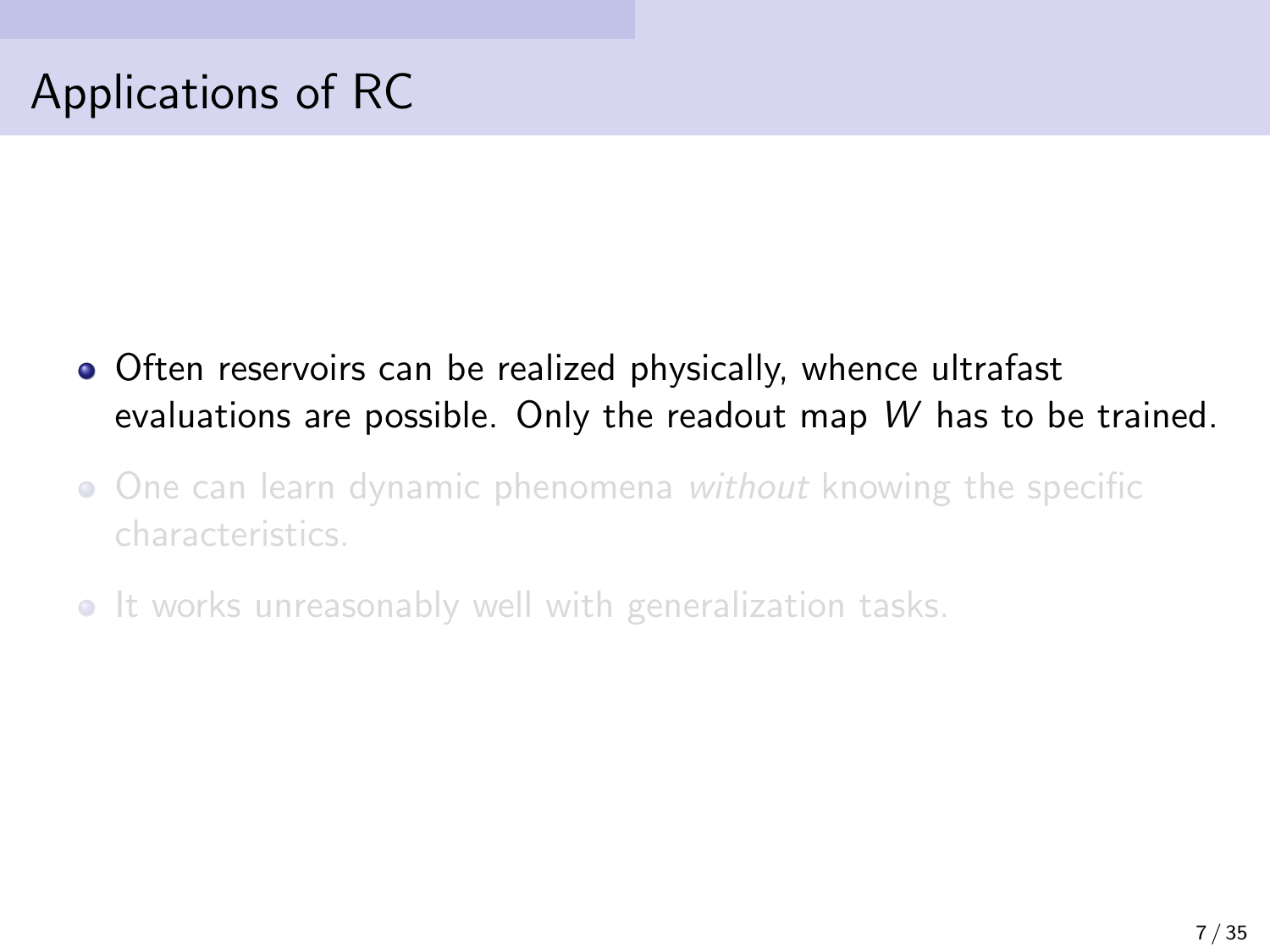# Applications of RC

- Often reservoirs can be realized physically, whence ultrafast evaluations are possible. Only the readout map $W$ has to be trained.
- One can learn dynamic phenomena *without* knowing the specific characteristics.
- It works unreasonably well with generalization tasks.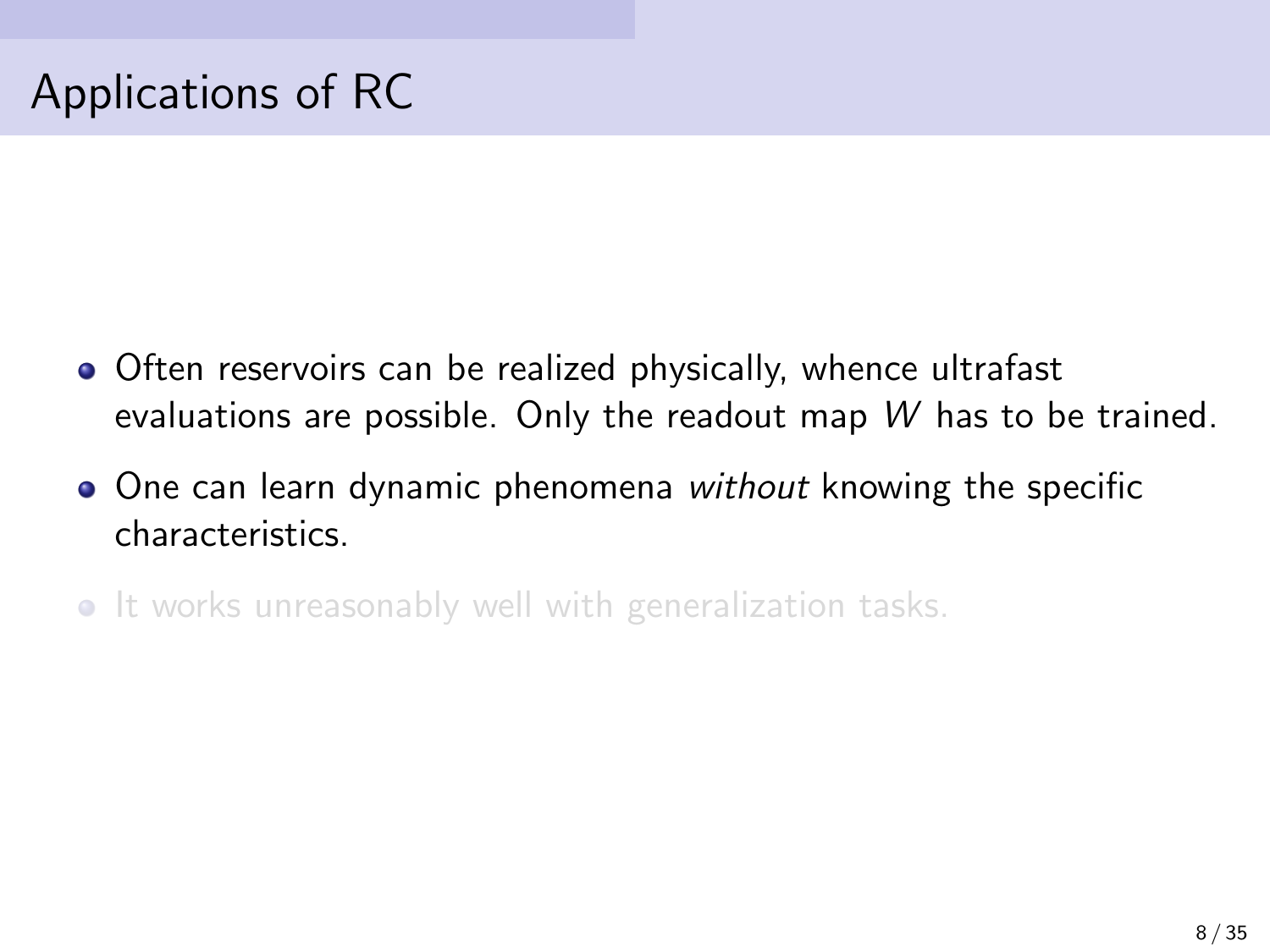# Applications of RC

- Often reservoirs can be realized physically, whence ultrafast evaluations are possible. Only the readout map $W$ has to be trained.
- One can learn dynamic phenomena *without* knowing the specific characteristics.
- It works unreasonably well with generalization tasks.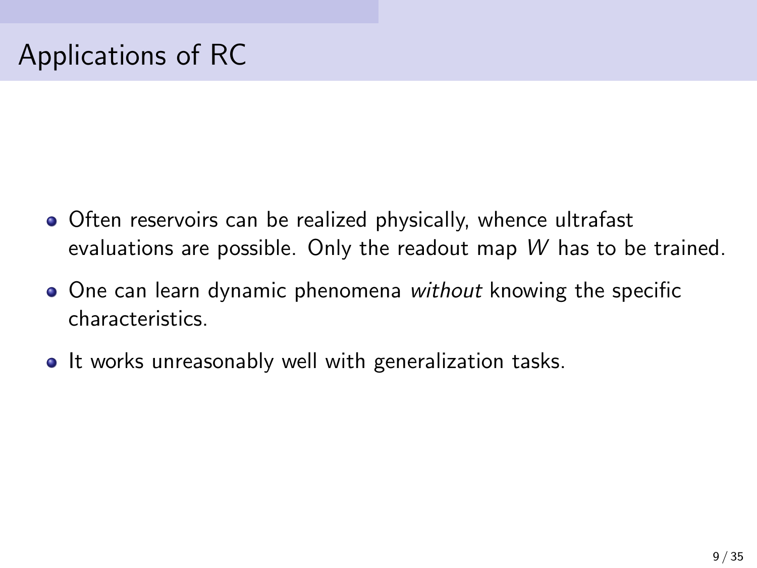# Applications of RC

- Often reservoirs can be realized physically, whence ultrafast evaluations are possible. Only the readout map $W$ has to be trained.
- One can learn dynamic phenomena *without* knowing the specific characteristics.
- It works unreasonably well with generalization tasks.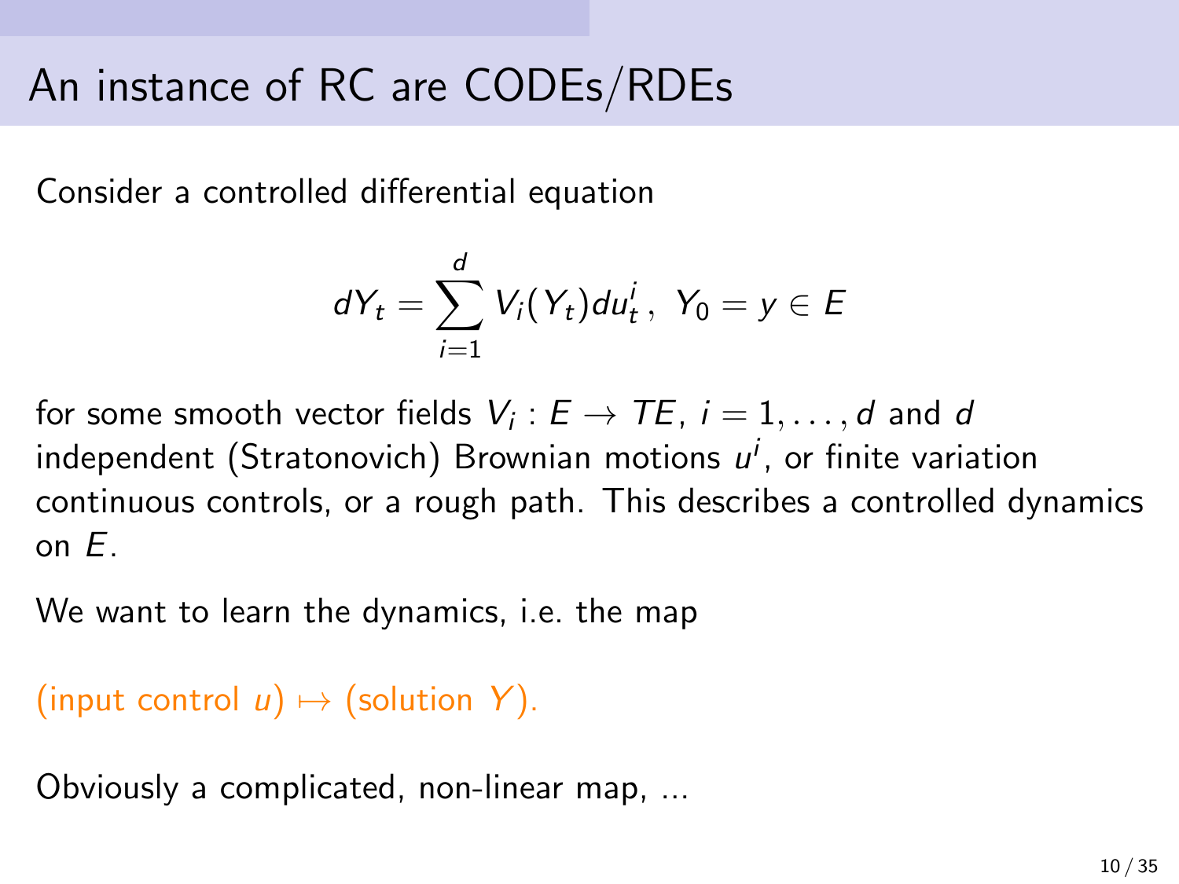# An instance of RC are CODEs/RDEs

Consider a controlled differential equation

$$dY_t = \sum_{i=1}^{d} V_i(Y_t)du_t^i\,,\ Y_0 = y \in E$$

for some smooth vector fields $V_i : E \to TE$, $i = 1, \dots, d$ and $d$ independent (Stratonovich) Brownian motions $u^i$, or finite variation continuous controls, or a rough path. This describes a controlled dynamics on $E$.

We want to learn the dynamics, i.e. the map

(input control $u$) $\mapsto$ (solution $Y$).

Obviously a complicated, non-linear map, ...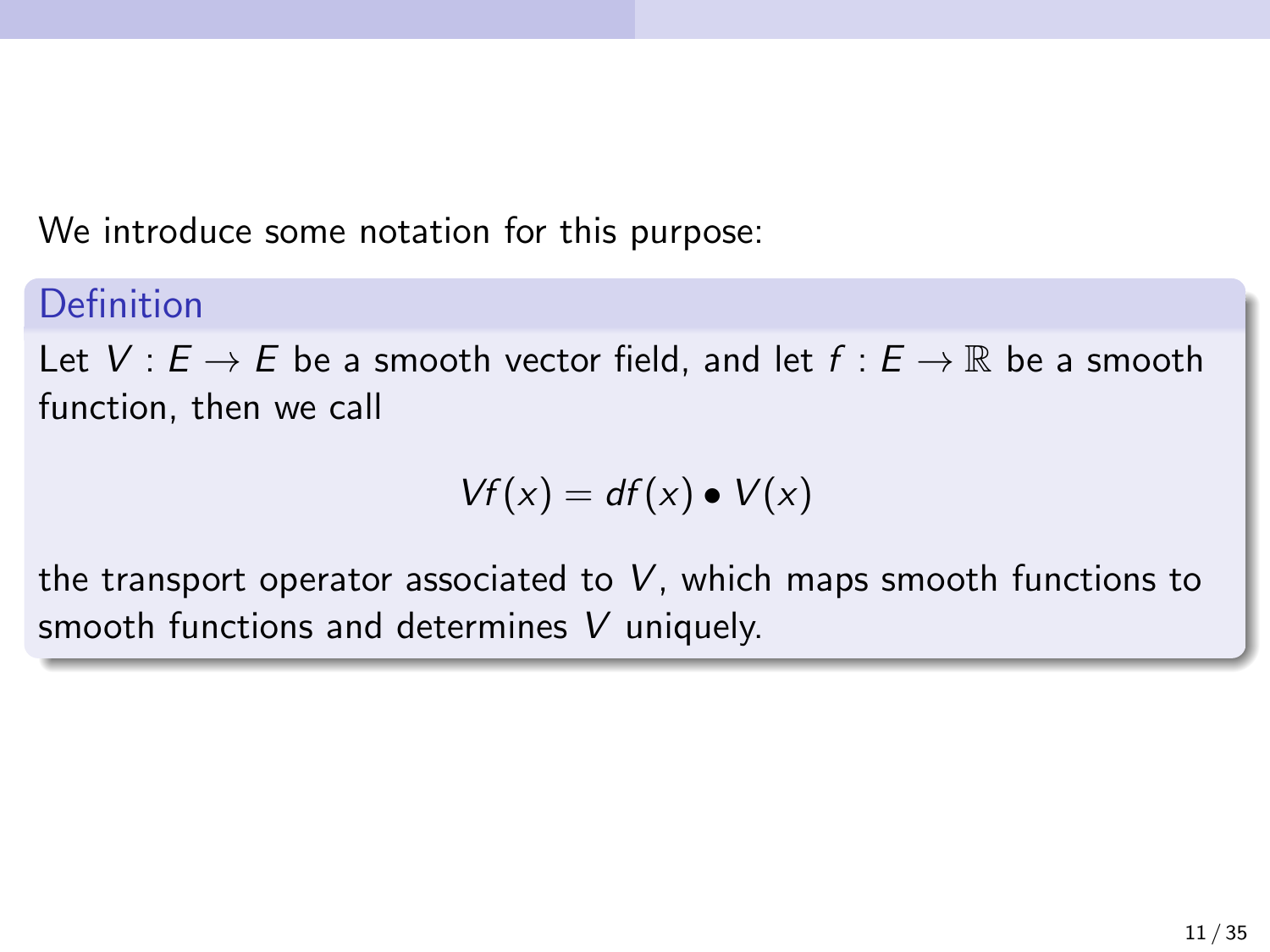We introduce some notation for this purpose:

**Definition**

Let $V : E \to E$ be a smooth vector field, and let $f : E \to \mathbb{R}$ be a smooth function, then we call

$$Vf(x) = df(x) \bullet V(x)$$

the transport operator associated to $V$, which maps smooth functions to smooth functions and determines $V$ uniquely.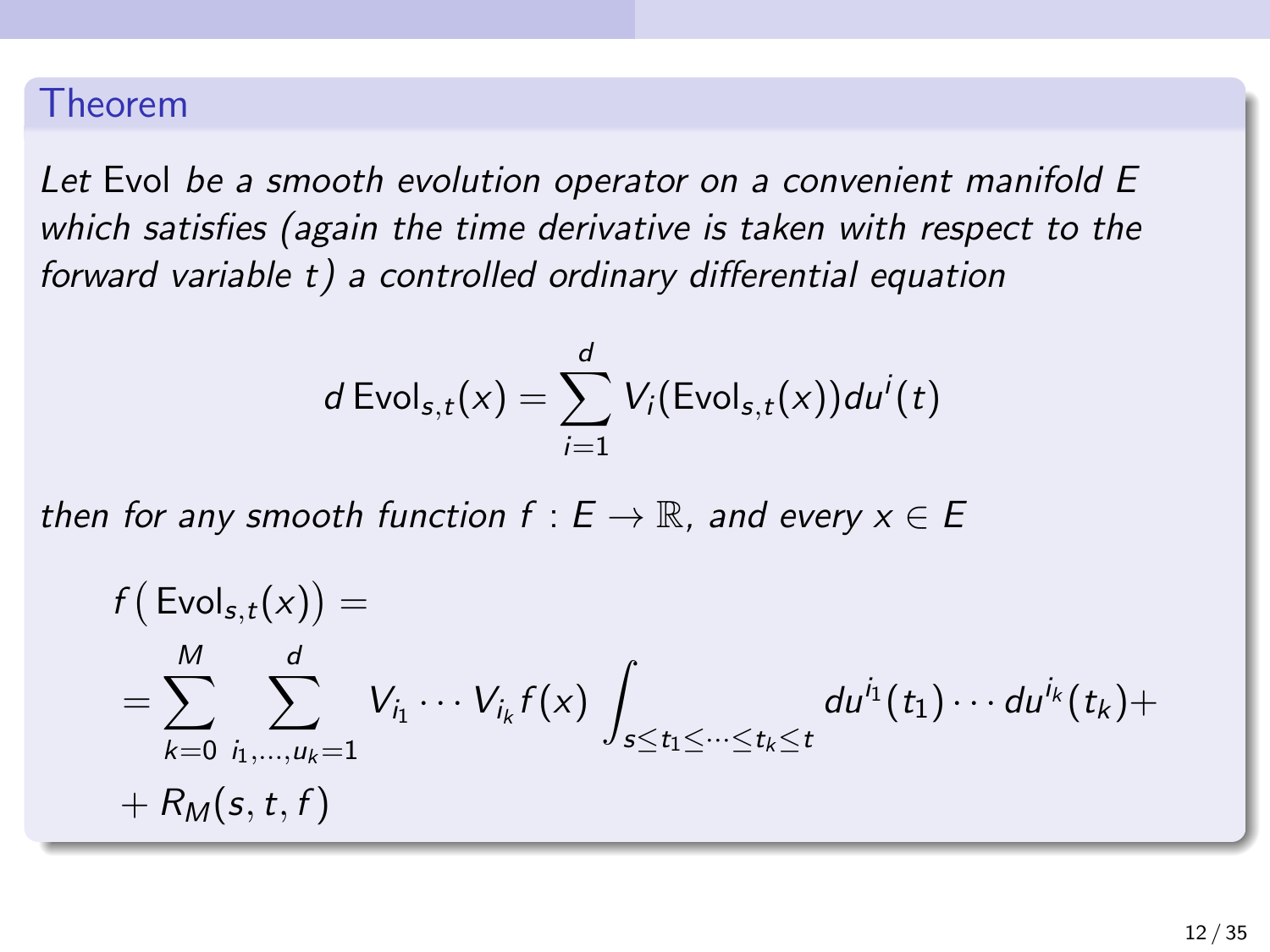### Theorem

*Let* Evol *be a smooth evolution operator on a convenient manifold $E$ which satisfies (again the time derivative is taken with respect to the forward variable $t$) a controlled ordinary differential equation*

$$d\,\mathrm{Evol}_{s,t}(x) = \sum_{i=1}^{d} V_i(\mathrm{Evol}_{s,t}(x))du^i(t)$$

*then for any smooth function $f : E \to \mathbb{R}$, and every $x \in E$*

$$
\begin{aligned}
&f\big(\,\mathrm{Evol}_{s,t}(x)\big) = \\
&= \sum_{k=0}^{M} \sum_{i_1,\dots,u_k=1}^{d} V_{i_1} \cdots V_{i_k} f(x) \int_{s \le t_1 \le \cdots \le t_k \le t} du^{i_1}(t_1) \cdots du^{i_k}(t_k) + \\
&+ R_M(s,t,f)
\end{aligned}
$$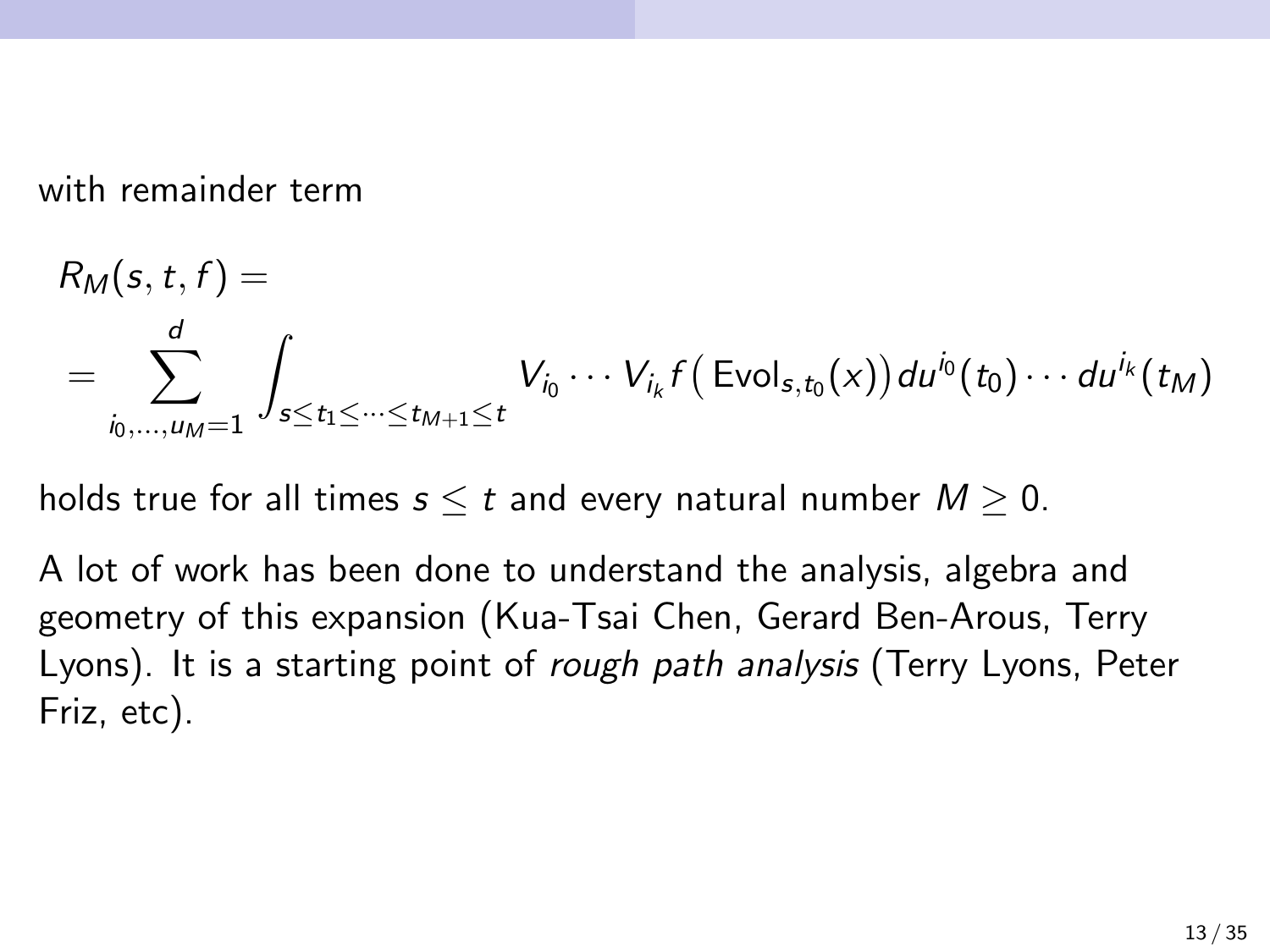with remainder term

$$
\begin{aligned}
&R_M(s,t,f) = \\
&= \sum_{i_0,\dots,u_M=1}^{d} \int_{s \le t_1 \le \cdots \le t_{M+1} \le t} V_{i_0} \cdots V_{i_k} f\big(\operatorname{Evol}_{s,t_0}(x)\big)\, du^{i_0}(t_0) \cdots du^{i_k}(t_M)
\end{aligned}
$$

holds true for all times $s \le t$ and every natural number $M \ge 0$.

A lot of work has been done to understand the analysis, algebra and geometry of this expansion (Kua-Tsai Chen, Gerard Ben-Arous, Terry Lyons). It is a starting point of *rough path analysis* (Terry Lyons, Peter Friz, etc).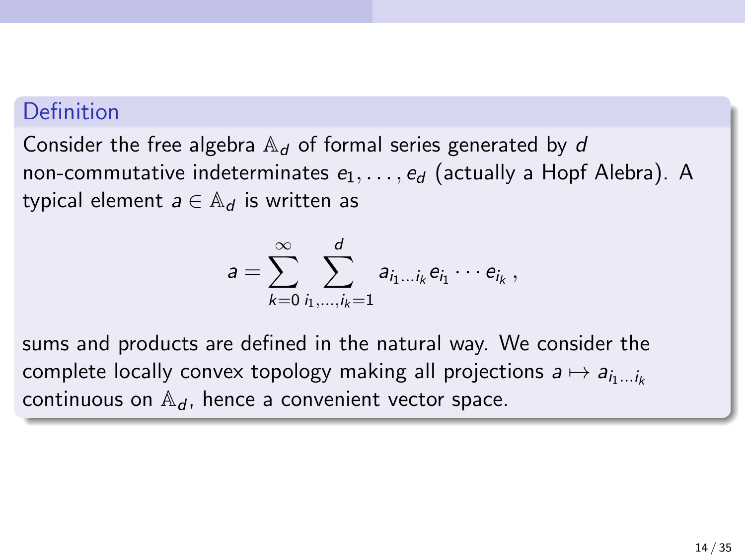### Definition

Consider the free algebra $\mathbb{A}_d$ of formal series generated by $d$ non-commutative indeterminates $e_1, \ldots, e_d$ (actually a Hopf Alebra). A typical element $a \in \mathbb{A}_d$ is written as

$$a = \sum_{k=0}^{\infty} \sum_{i_1,\ldots,i_k=1}^{d} a_{i_1 \ldots i_k} e_{i_1} \cdots e_{i_k} \,,$$

sums and products are defined in the natural way. We consider the complete locally convex topology making all projections $a \mapsto a_{i_1 \ldots i_k}$ continuous on $\mathbb{A}_d$, hence a convenient vector space.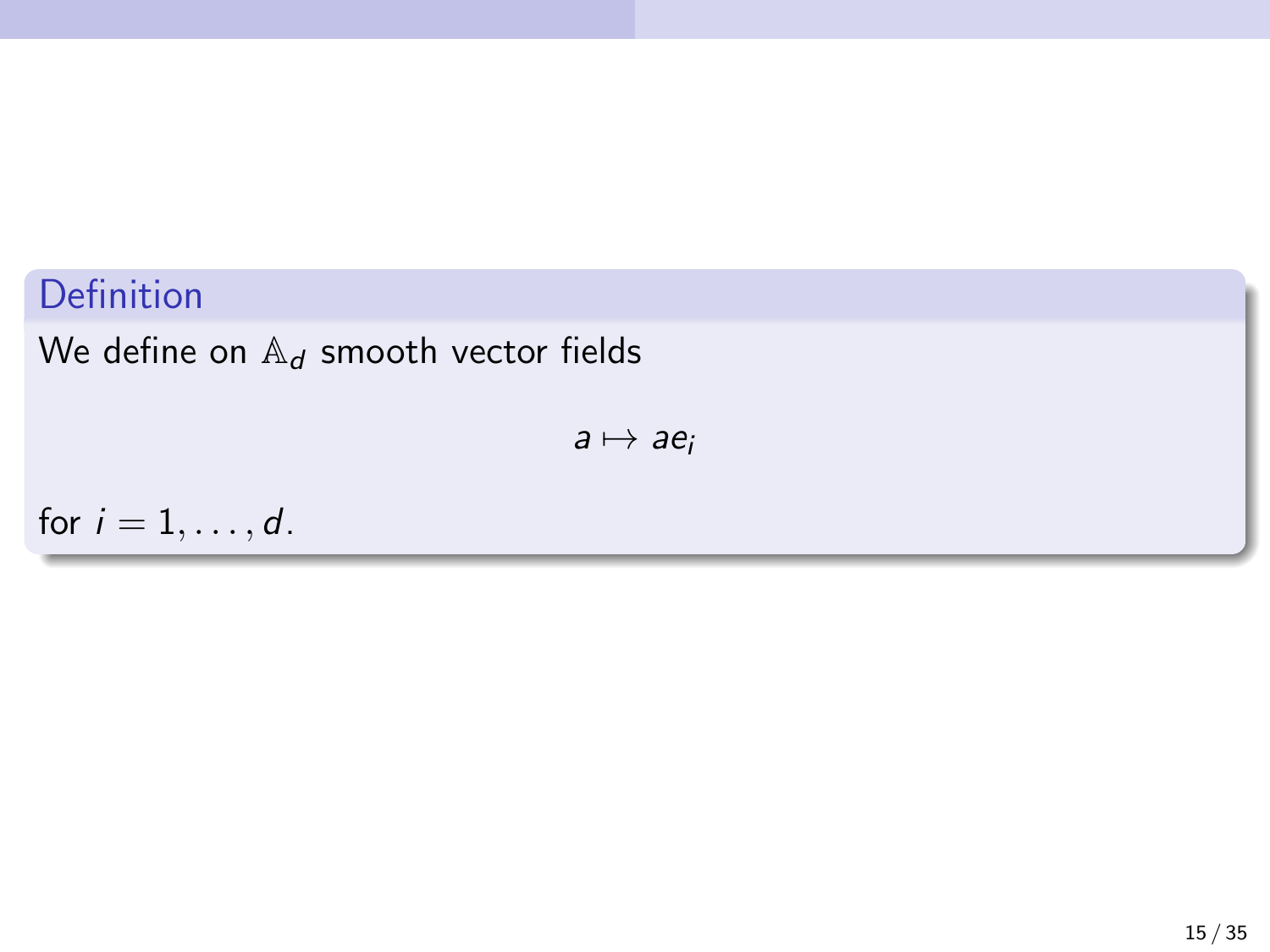**Definition**

We define on $\mathbb{A}_d$ smooth vector fields

$$a \mapsto ae_i$$

for $i = 1, \ldots, d$.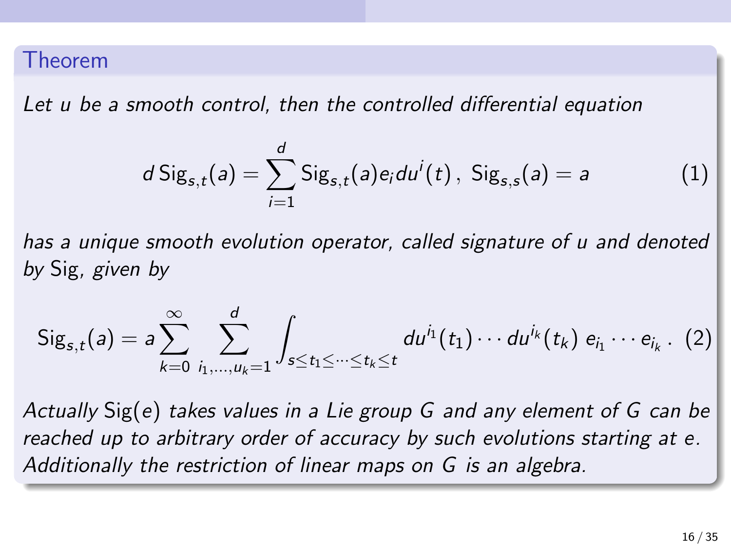### Theorem

*Let $u$ be a smooth control, then the controlled differential equation*

$$d\,\mathrm{Sig}_{s,t}(a) = \sum_{i=1}^{d} \mathrm{Sig}_{s,t}(a) e_i du^i(t)\,,\ \mathrm{Sig}_{s,s}(a) = a \tag{1}$$

*has a unique smooth evolution operator, called signature of $u$ and denoted by* Sig*, given by*

$$\mathrm{Sig}_{s,t}(a) = a \sum_{k=0}^{\infty} \sum_{i_1,\ldots,u_k=1}^{d} \int_{s \le t_1 \le \cdots \le t_k \le t} du^{i_1}(t_1) \cdots du^{i_k}(t_k)\; e_{i_1} \cdots e_{i_k}\,. \tag{2}$$

*Actually* $\mathrm{Sig}(e)$ *takes values in a Lie group $G$ and any element of $G$ can be reached up to arbitrary order of accuracy by such evolutions starting at $e$. Additionally the restriction of linear maps on $G$ is an algebra.*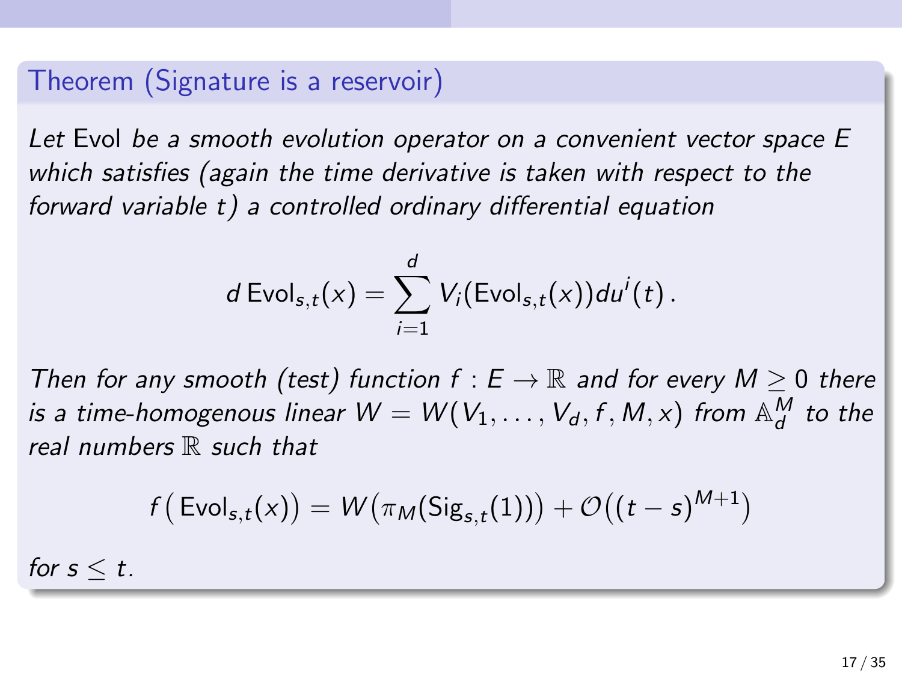**Theorem (Signature is a reservoir)**

*Let* Evol *be a smooth evolution operator on a convenient vector space $E$ which satisfies (again the time derivative is taken with respect to the forward variable $t$) a controlled ordinary differential equation*

$$d\,\mathrm{Evol}_{s,t}(x) = \sum_{i=1}^{d} V_i(\mathrm{Evol}_{s,t}(x))du^i(t)\,.$$

*Then for any smooth (test) function $f : E \to \mathbb{R}$ and for every $M \geq 0$ there is a time-homogenous linear $W = W(V_1, \ldots, V_d, f, M, x)$ from $\mathbb{A}_d^M$ to the real numbers $\mathbb{R}$ such that*

$$f\big(\,\mathrm{Evol}_{s,t}(x)\big) = W\big(\pi_M(\mathrm{Sig}_{s,t}(1))\big) + \mathcal{O}\big((t-s)^{M+1}\big)$$

*for $s \leq t$.*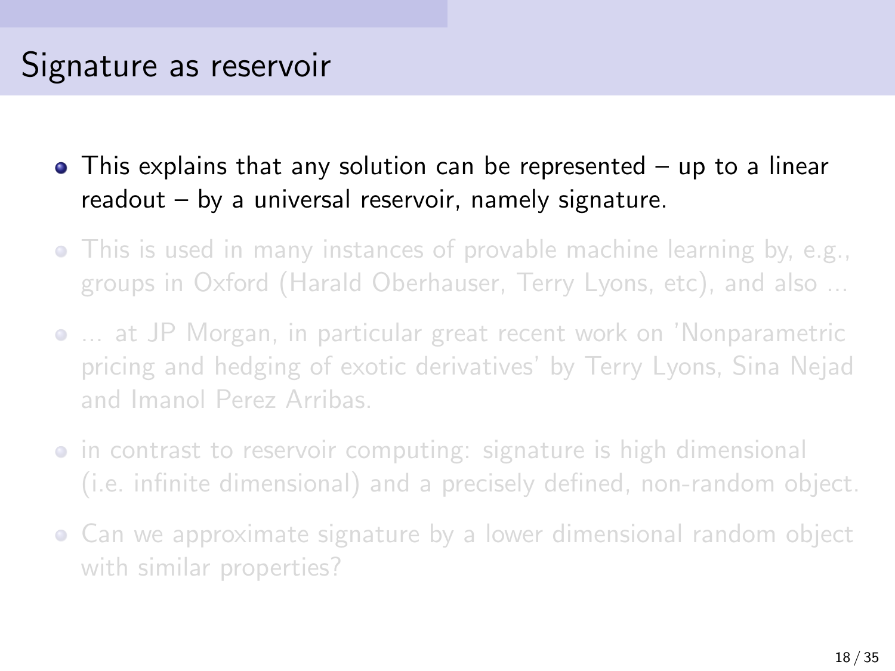# Signature as reservoir

- This explains that any solution can be represented – up to a linear readout – by a universal reservoir, namely signature.
- This is used in many instances of provable machine learning by, e.g., groups in Oxford (Harald Oberhauser, Terry Lyons, etc), and also ...
- ... at JP Morgan, in particular great recent work on 'Nonparametric pricing and hedging of exotic derivatives' by Terry Lyons, Sina Nejad and Imanol Perez Arribas.
- in contrast to reservoir computing: signature is high dimensional (i.e. infinite dimensional) and a precisely defined, non-random object.
- Can we approximate signature by a lower dimensional random object with similar properties?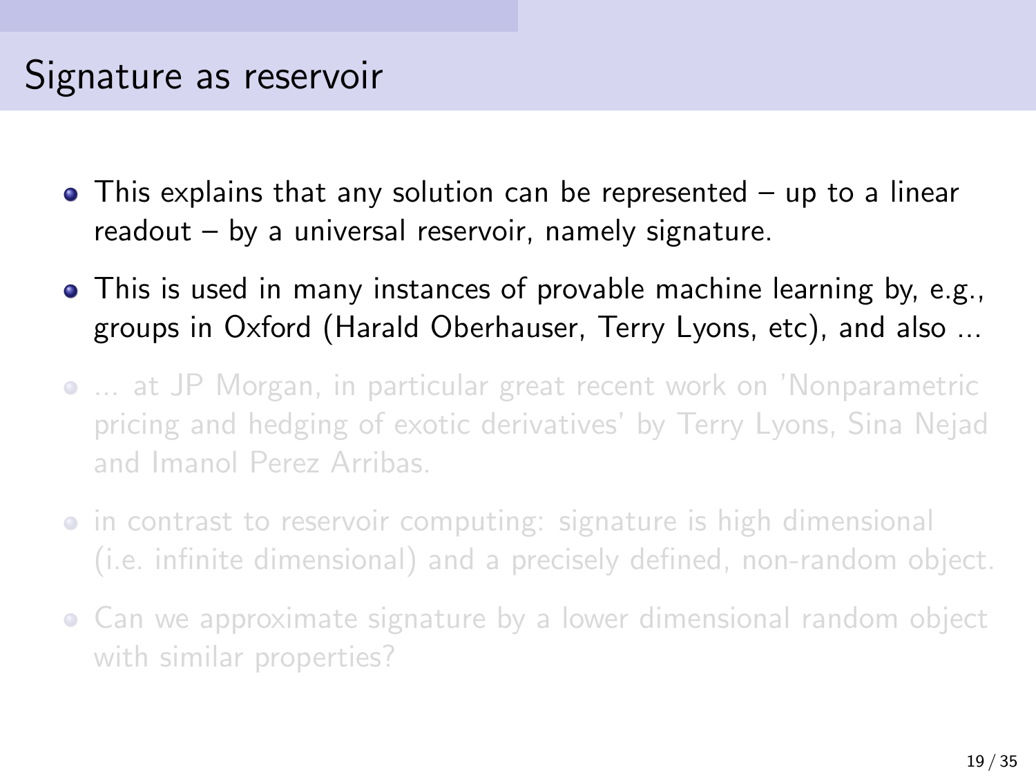# Signature as reservoir

- This explains that any solution can be represented – up to a linear readout – by a universal reservoir, namely signature.
- This is used in many instances of provable machine learning by, e.g., groups in Oxford (Harald Oberhauser, Terry Lyons, etc), and also ...
- ... at JP Morgan, in particular great recent work on 'Nonparametric pricing and hedging of exotic derivatives' by Terry Lyons, Sina Nejad and Imanol Perez Arribas.
- in contrast to reservoir computing: signature is high dimensional (i.e. infinite dimensional) and a precisely defined, non-random object.
- Can we approximate signature by a lower dimensional random object with similar properties?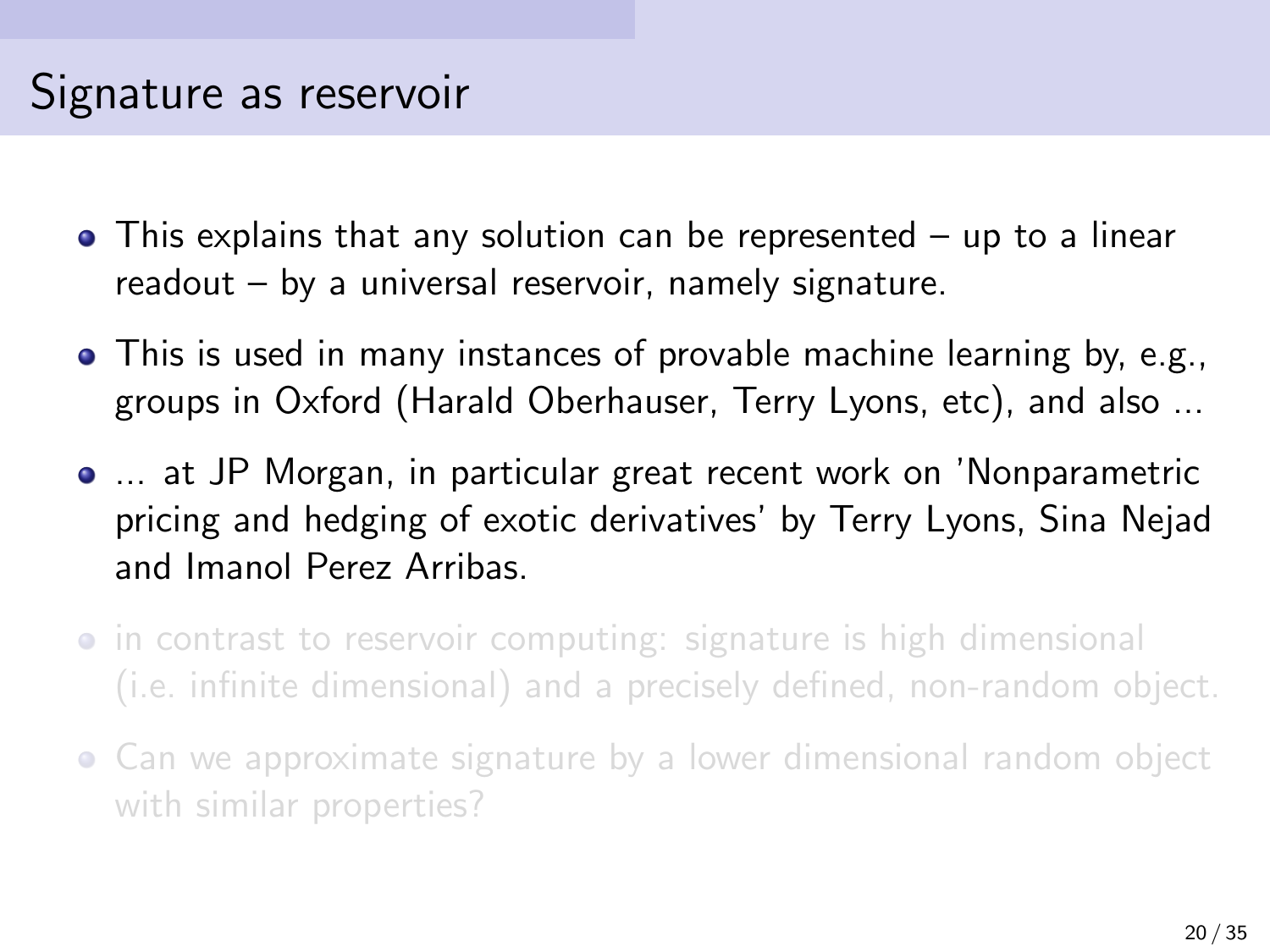# Signature as reservoir

- This explains that any solution can be represented – up to a linear readout – by a universal reservoir, namely signature.
- This is used in many instances of provable machine learning by, e.g., groups in Oxford (Harald Oberhauser, Terry Lyons, etc), and also ...
- ... at JP Morgan, in particular great recent work on 'Nonparametric pricing and hedging of exotic derivatives' by Terry Lyons, Sina Nejad and Imanol Perez Arribas.
- in contrast to reservoir computing: signature is high dimensional (i.e. infinite dimensional) and a precisely defined, non-random object.
- Can we approximate signature by a lower dimensional random object with similar properties?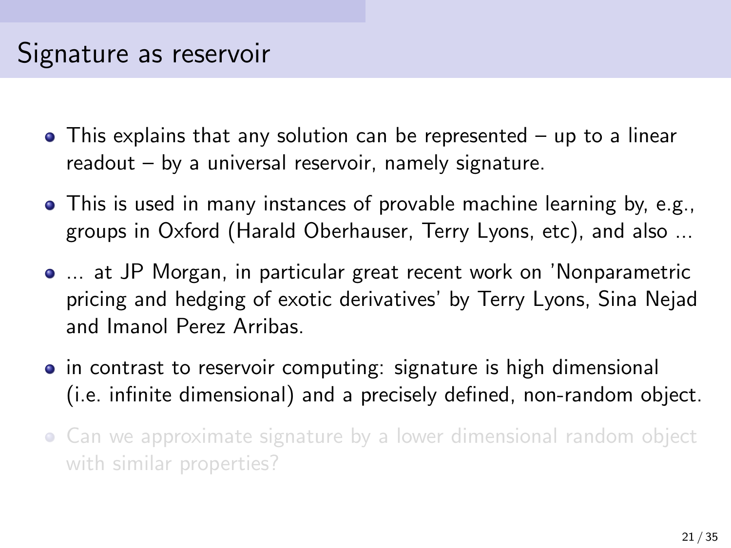# Signature as reservoir

- This explains that any solution can be represented – up to a linear readout – by a universal reservoir, namely signature.
- This is used in many instances of provable machine learning by, e.g., groups in Oxford (Harald Oberhauser, Terry Lyons, etc), and also ...
- ... at JP Morgan, in particular great recent work on 'Nonparametric pricing and hedging of exotic derivatives' by Terry Lyons, Sina Nejad and Imanol Perez Arribas.
- in contrast to reservoir computing: signature is high dimensional (i.e. infinite dimensional) and a precisely defined, non-random object.
- Can we approximate signature by a lower dimensional random object with similar properties?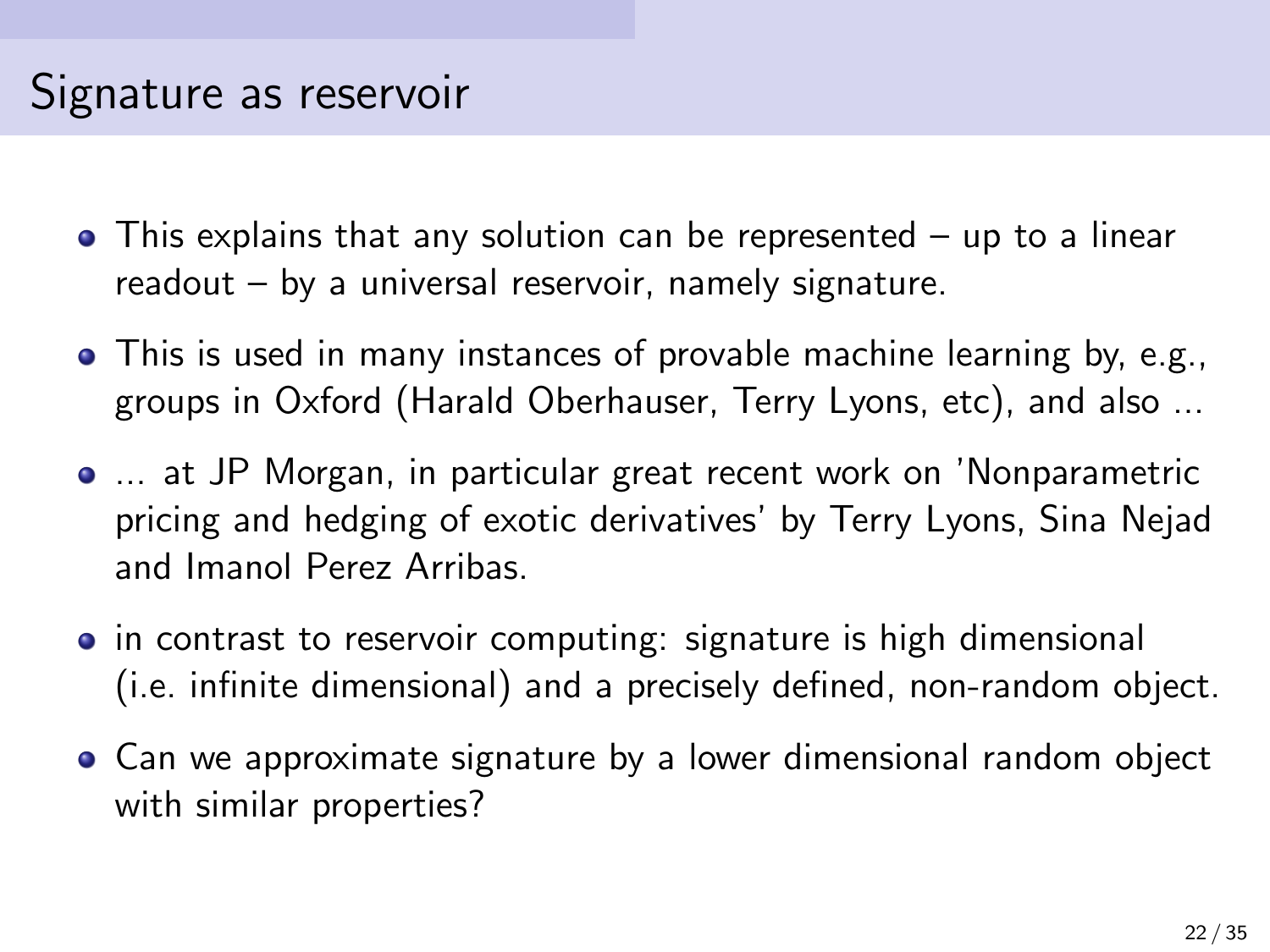# Signature as reservoir

- This explains that any solution can be represented – up to a linear readout – by a universal reservoir, namely signature.
- This is used in many instances of provable machine learning by, e.g., groups in Oxford (Harald Oberhauser, Terry Lyons, etc), and also ...
- ... at JP Morgan, in particular great recent work on 'Nonparametric pricing and hedging of exotic derivatives' by Terry Lyons, Sina Nejad and Imanol Perez Arribas.
- in contrast to reservoir computing: signature is high dimensional (i.e. infinite dimensional) and a precisely defined, non-random object.
- Can we approximate signature by a lower dimensional random object with similar properties?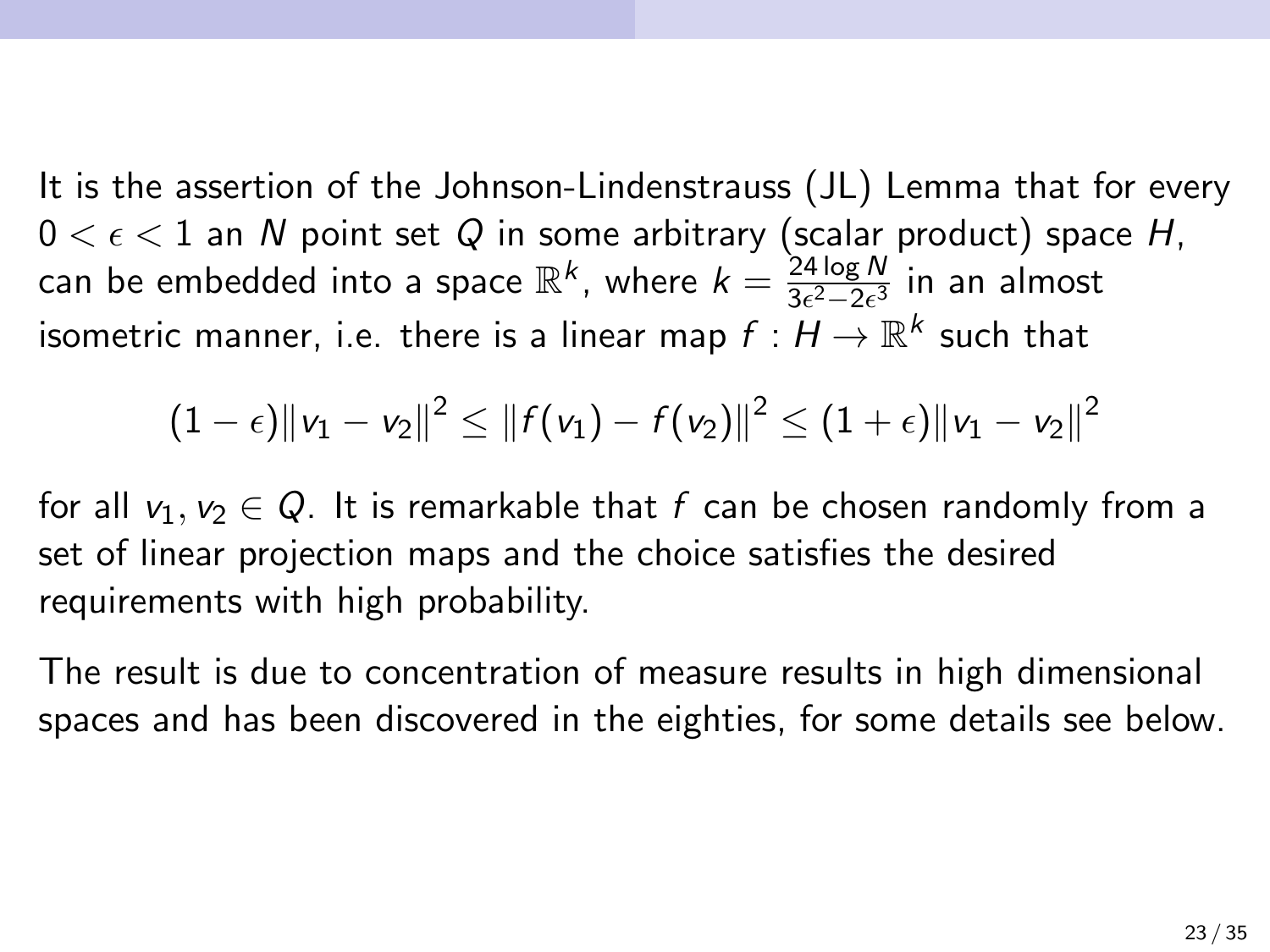It is the assertion of the Johnson-Lindenstrauss (JL) Lemma that for every $0 < \epsilon < 1$ an $N$ point set $Q$ in some arbitrary (scalar product) space $H$, can be embedded into a space $\mathbb{R}^k$, where $k = \frac{24 \log N}{3\epsilon^2 - 2\epsilon^3}$ in an almost isometric manner, i.e. there is a linear map $f : H \to \mathbb{R}^k$ such that

$$(1-\epsilon)\|v_1 - v_2\|^2 \leq \|f(v_1) - f(v_2)\|^2 \leq (1+\epsilon)\|v_1 - v_2\|^2$$

for all $v_1, v_2 \in Q$. It is remarkable that $f$ can be chosen randomly from a set of linear projection maps and the choice satisfies the desired requirements with high probability.

The result is due to concentration of measure results in high dimensional spaces and has been discovered in the eighties, for some details see below.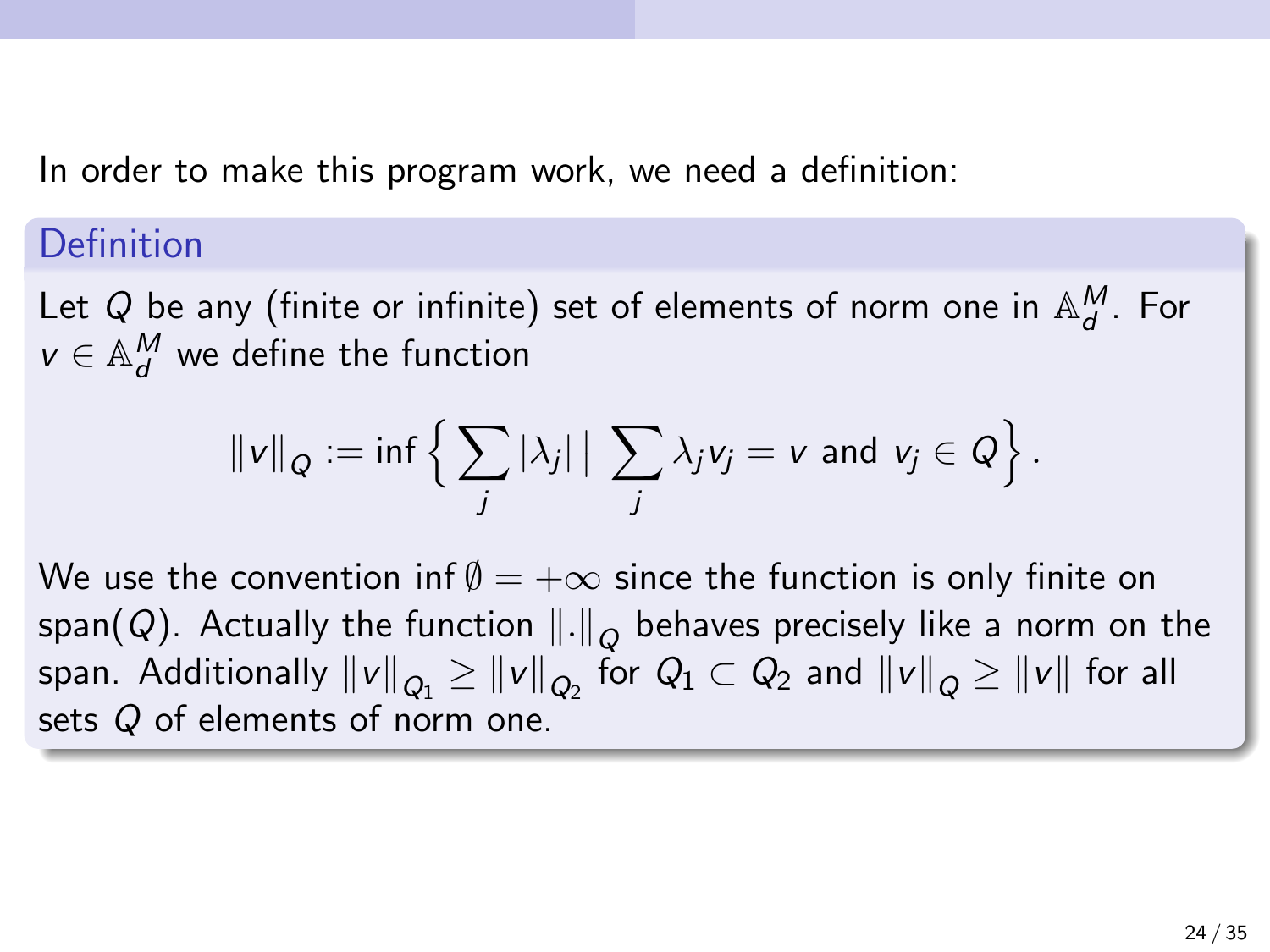In order to make this program work, we need a definition:

**Definition**

Let $Q$ be any (finite or infinite) set of elements of norm one in $\mathbb{A}_d^M$. For $v \in \mathbb{A}_d^M$ we define the function

$$\|v\|_Q := \inf \Big\{ \sum_j |\lambda_j| \,\Big|\, \sum_j \lambda_j v_j = v \text{ and } v_j \in Q \Big\}.$$

We use the convention $\inf \emptyset = +\infty$ since the function is only finite on $\text{span}(Q)$. Actually the function $\|.\|_Q$ behaves precisely like a norm on the span. Additionally $\|v\|_{Q_1} \geq \|v\|_{Q_2}$ for $Q_1 \subset Q_2$ and $\|v\|_Q \geq \|v\|$ for all sets $Q$ of elements of norm one.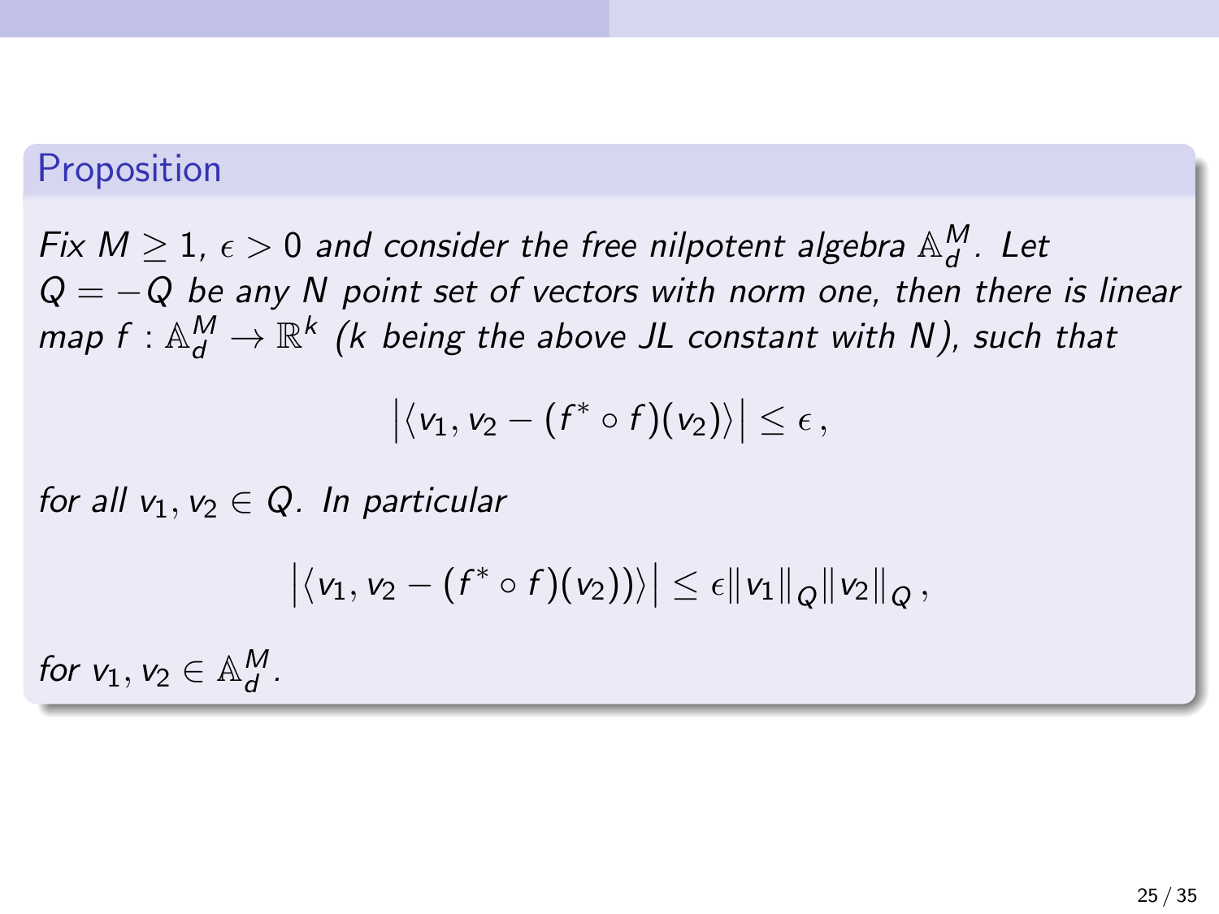**Proposition**

*Fix $M \geq 1$, $\epsilon > 0$ and consider the free nilpotent algebra $\mathbb{A}_d^M$. Let $Q = -Q$ be any $N$ point set of vectors with norm one, then there is linear map $f : \mathbb{A}_d^M \to \mathbb{R}^k$ ($k$ being the above JL constant with $N$), such that*

$$\left|\langle v_1, v_2 - (f^* \circ f)(v_2)\rangle\right| \leq \epsilon \,,$$

*for all $v_1, v_2 \in Q$. In particular*

$$\left|\langle v_1, v_2 - (f^* \circ f)(v_2))\rangle\right| \leq \epsilon \|v_1\|_Q \|v_2\|_Q \,,$$

*for $v_1, v_2 \in \mathbb{A}_d^M$.*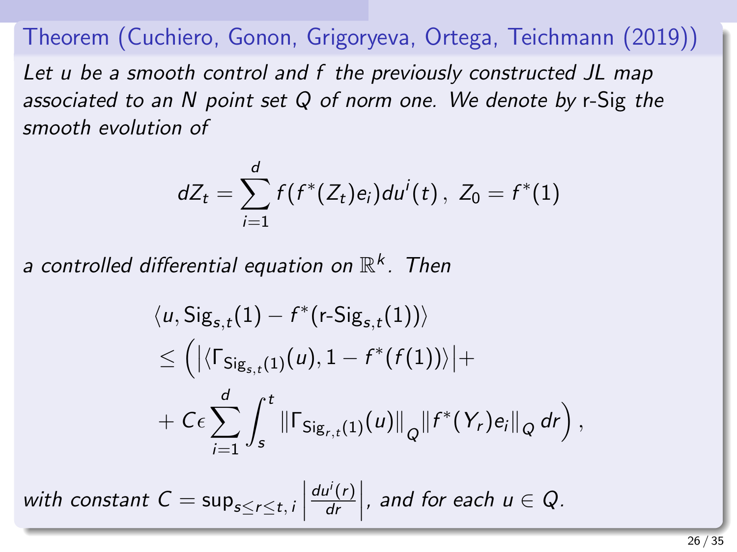### Theorem (Cuchiero, Gonon, Grigoryeva, Ortega, Teichmann (2019))

*Let $u$ be a smooth control and $f$ the previously constructed JL map associated to an $N$ point set $Q$ of norm one. We denote by* r-Sig *the smooth evolution of*

$$dZ_t = \sum_{i=1}^{d} f(f^*(Z_t)e_i)du^i(t)\,,\ Z_0 = f^*(1)$$

*a controlled differential equation on $\mathbb{R}^k$. Then*

$$\begin{aligned}
&\langle u, \mathrm{Sig}_{s,t}(1) - f^*(\text{r-Sig}_{s,t}(1))\rangle \\
&\leq \Big( \big|\langle \Gamma_{\mathrm{Sig}_{s,t}(1)}(u), 1 - f^*(f(1))\rangle\big| + \\
&+ C\epsilon \sum_{i=1}^{d} \int_s^t \|\Gamma_{\mathrm{Sig}_{r,t}(1)}(u)\|_Q \|f^*(Y_r)e_i\|_Q \, dr \Big)\,,
\end{aligned}$$

*with constant $C = \sup_{s\leq r\leq t,\, i} \left|\frac{du^i(r)}{dr}\right|$, and for each $u \in Q$.*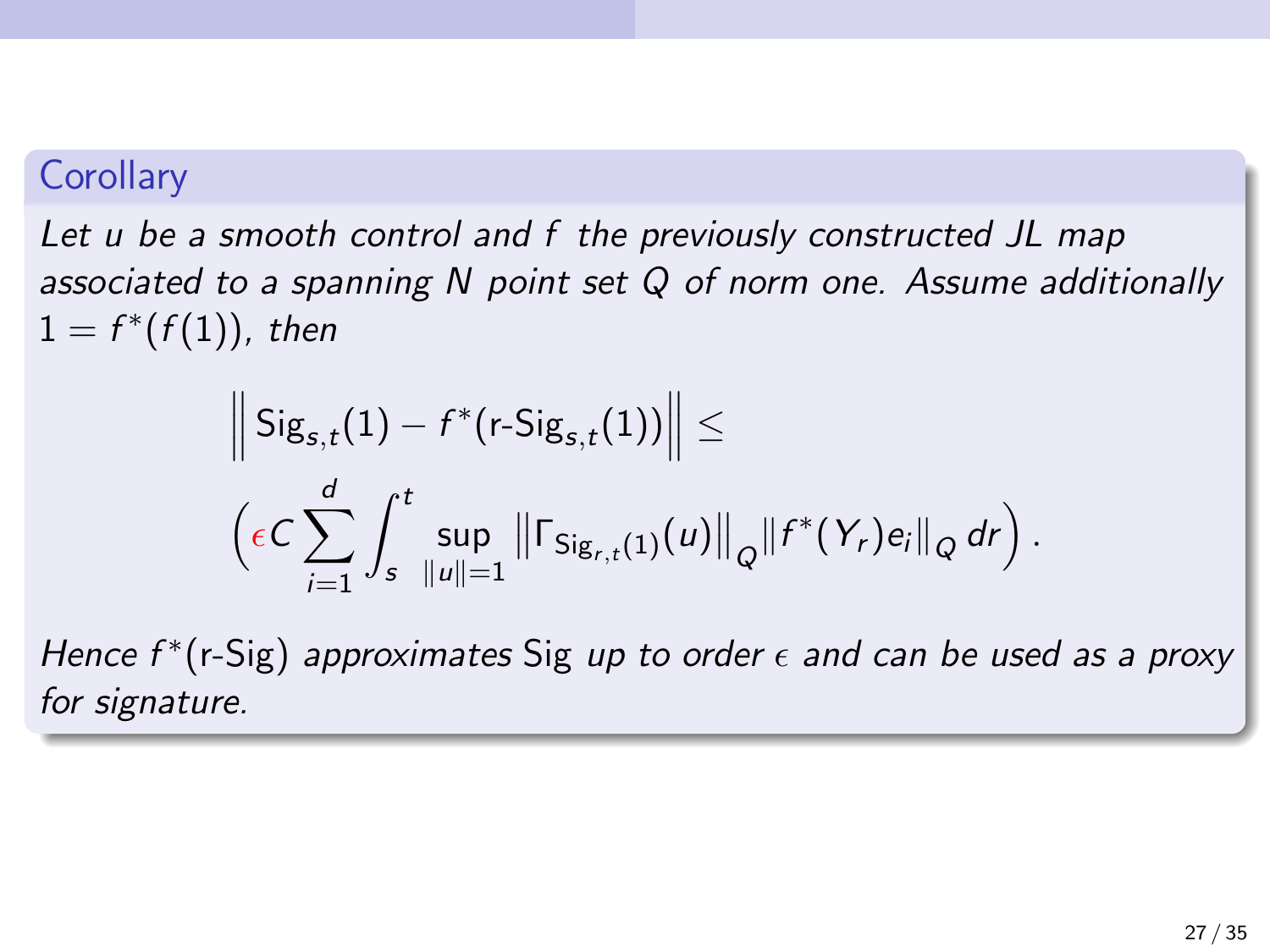### Corollary

*Let $u$ be a smooth control and $f$ the previously constructed JL map associated to a spanning $N$ point set $Q$ of norm one. Assume additionally $1 = f^*(f(1))$, then*

$$\left\| \mathrm{Sig}_{s,t}(1) - f^*(\text{r-}\mathrm{Sig}_{s,t}(1)) \right\| \leq$$

$$\left( \epsilon C \sum_{i=1}^{d} \int_s^t \sup_{\|u\|=1} \left\| \Gamma_{\mathrm{Sig}_{r,t}(1)}(u) \right\|_Q \| f^*(Y_r) e_i \|_Q \, dr \right).$$

*Hence $f^*(\text{r-Sig})$ approximates Sig up to order $\epsilon$ and can be used as a proxy for signature.*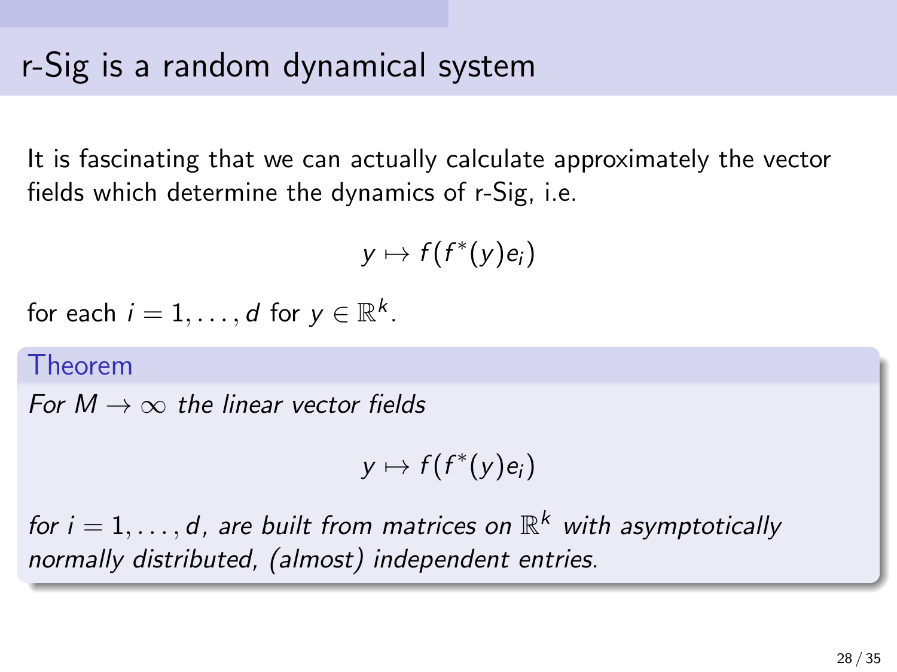# r-Sig is a random dynamical system

It is fascinating that we can actually calculate approximately the vector fields which determine the dynamics of r-Sig, i.e.

$$y \mapsto f(f^*(y)e_i)$$

for each $i = 1, \ldots, d$ for $y \in \mathbb{R}^k$.

**Theorem**

*For $M \to \infty$ the linear vector fields*

$$y \mapsto f(f^*(y)e_i)$$

*for $i = 1, \ldots, d$, are built from matrices on $\mathbb{R}^k$ with asymptotically normally distributed, (almost) independent entries.*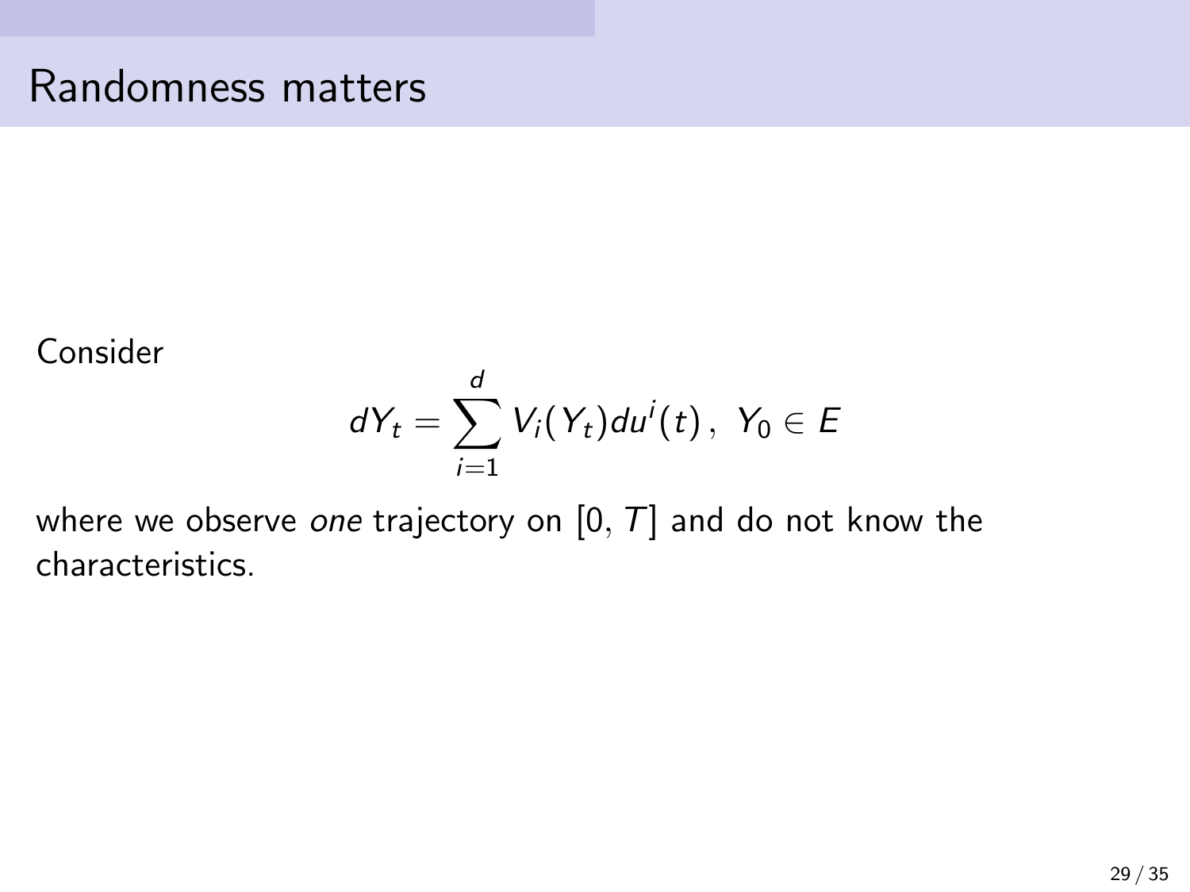# Randomness matters

Consider

$$dY_t = \sum_{i=1}^{d} V_i(Y_t) du^i(t), \; Y_0 \in E$$

where we observe *one* trajectory on $[0, T]$ and do not know the characteristics.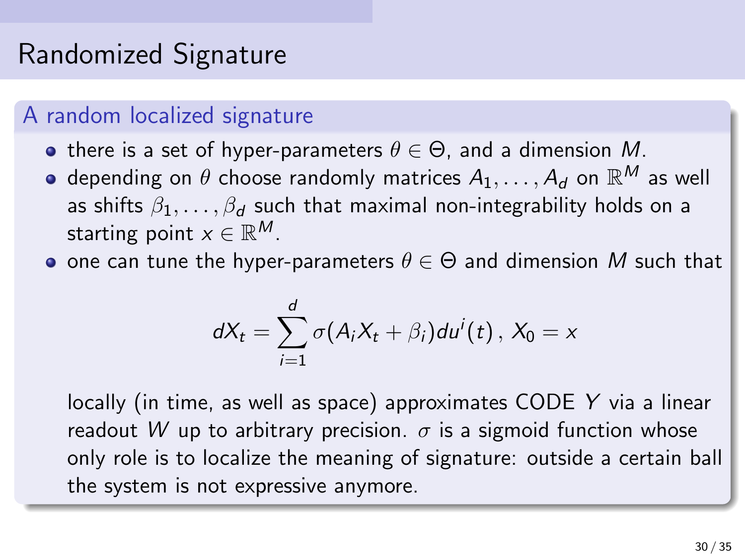# Randomized Signature

## A random localized signature

- there is a set of hyper-parameters $\theta \in \Theta$, and a dimension $M$.
- depending on $\theta$ choose randomly matrices $A_1, \ldots, A_d$ on $\mathbb{R}^M$ as well as shifts $\beta_1, \ldots, \beta_d$ such that maximal non-integrability holds on a starting point $x \in \mathbb{R}^M$.
- one can tune the hyper-parameters $\theta \in \Theta$ and dimension $M$ such that

$$dX_t = \sum_{i=1}^{d} \sigma(A_i X_t + \beta_i) du^i(t) \, , \, X_0 = x$$

  locally (in time, as well as space) approximates CODE $Y$ via a linear readout $W$ up to arbitrary precision. $\sigma$ is a sigmoid function whose only role is to localize the meaning of signature: outside a certain ball the system is not expressive anymore.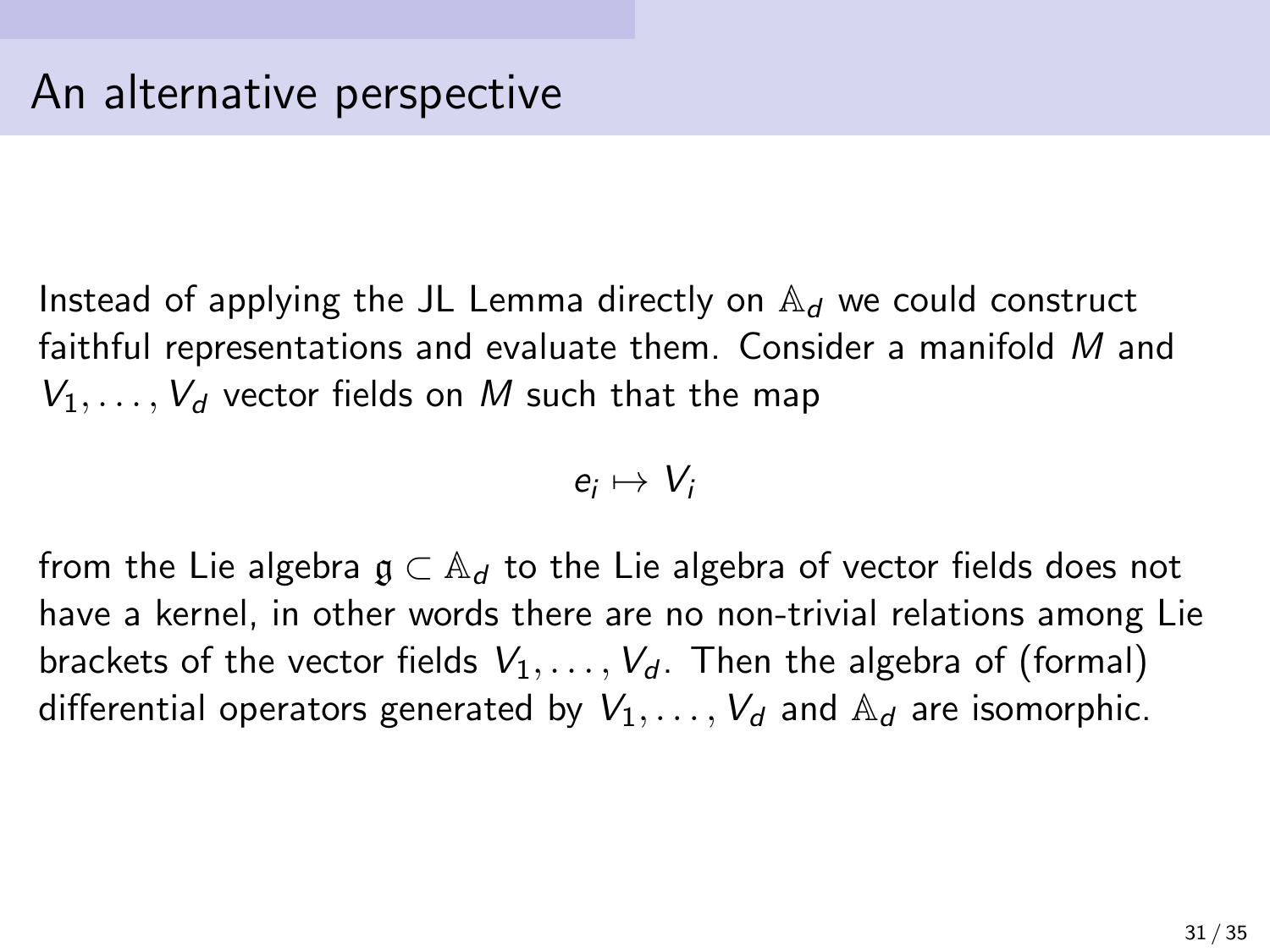# An alternative perspective

Instead of applying the JL Lemma directly on $\mathbb{A}_d$ we could construct faithful representations and evaluate them. Consider a manifold $M$ and $V_1, \ldots, V_d$ vector fields on $M$ such that the map

$$e_i \mapsto V_i$$

from the Lie algebra $\mathfrak{g} \subset \mathbb{A}_d$ to the Lie algebra of vector fields does not have a kernel, in other words there are no non-trivial relations among Lie brackets of the vector fields $V_1, \ldots, V_d$. Then the algebra of (formal) differential operators generated by $V_1, \ldots, V_d$ and $\mathbb{A}_d$ are isomorphic.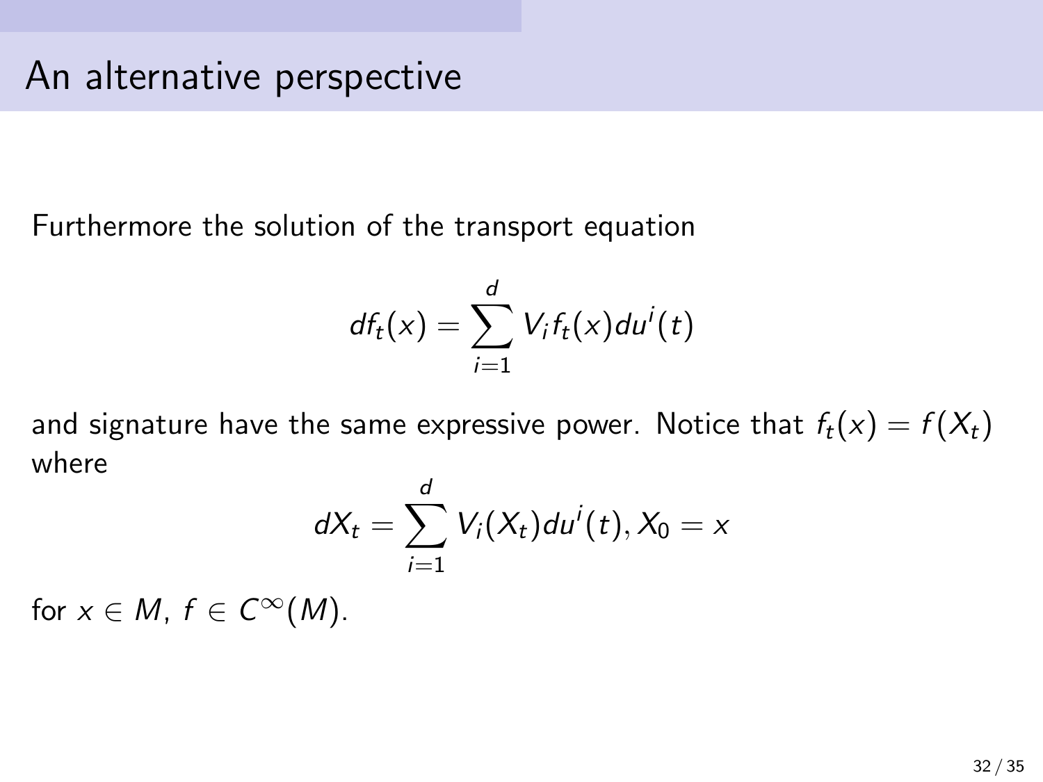# An alternative perspective

Furthermore the solution of the transport equation

$$df_t(x) = \sum_{i=1}^{d} V_i f_t(x) du^i(t)$$

and signature have the same expressive power. Notice that $f_t(x) = f(X_t)$ where

$$dX_t = \sum_{i=1}^{d} V_i(X_t) du^i(t), X_0 = x$$

for $x \in M$, $f \in C^\infty(M)$.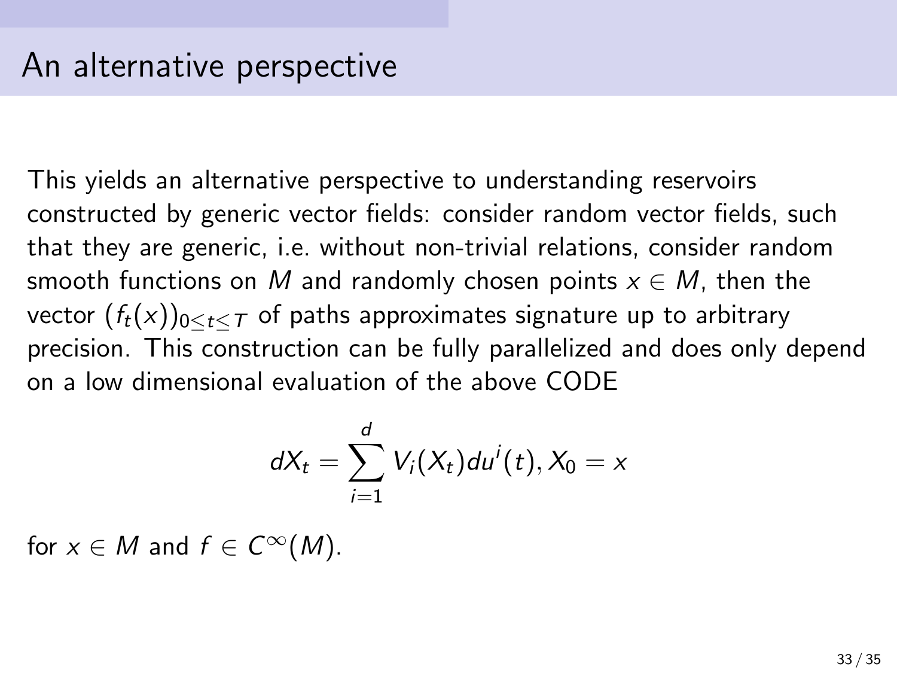# An alternative perspective

This yields an alternative perspective to understanding reservoirs constructed by generic vector fields: consider random vector fields, such that they are generic, i.e. without non-trivial relations, consider random smooth functions on $M$ and randomly chosen points $x \in M$, then the vector $(f_t(x))_{0 \leq t \leq T}$ of paths approximates signature up to arbitrary precision. This construction can be fully parallelized and does only depend on a low dimensional evaluation of the above CODE

$$dX_t = \sum_{i=1}^{d} V_i(X_t) du^i(t), X_0 = x$$

for $x \in M$ and $f \in C^\infty(M)$.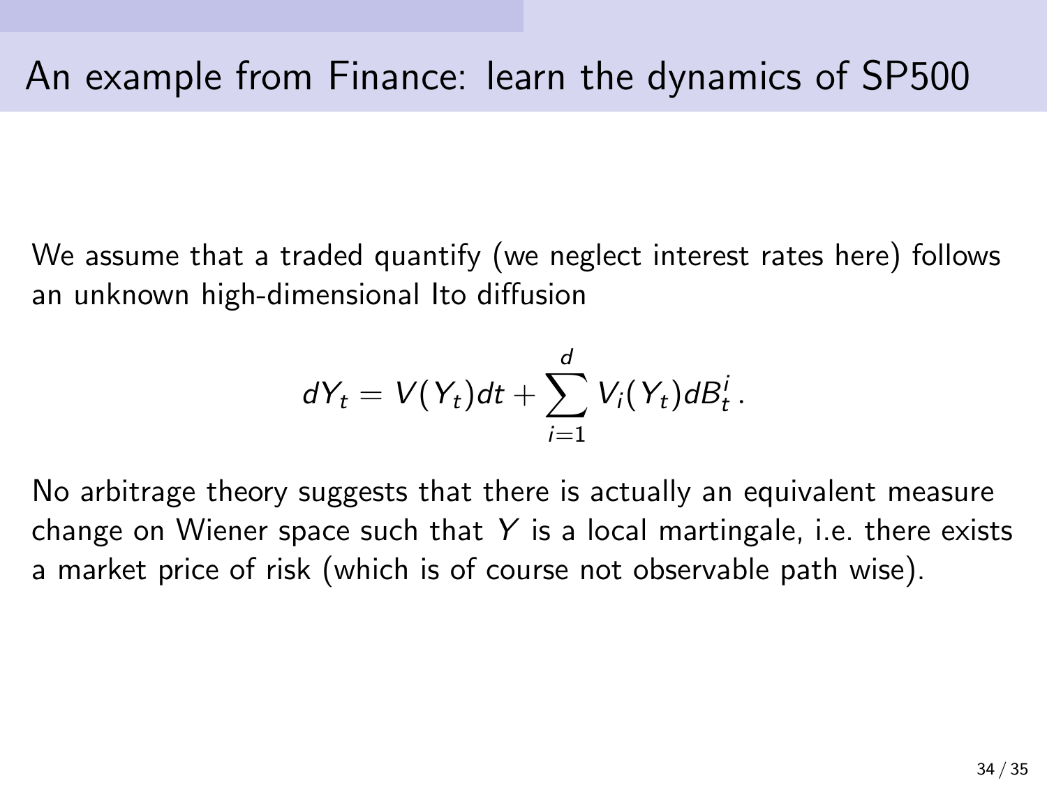# An example from Finance: learn the dynamics of SP500

We assume that a traded quantify (we neglect interest rates here) follows an unknown high-dimensional Ito diffusion

$$dY_t = V(Y_t)dt + \sum_{i=1}^{d} V_i(Y_t)dB_t^i \, .$$

No arbitrage theory suggests that there is actually an equivalent measure change on Wiener space such that $Y$ is a local martingale, i.e. there exists a market price of risk (which is of course not observable path wise).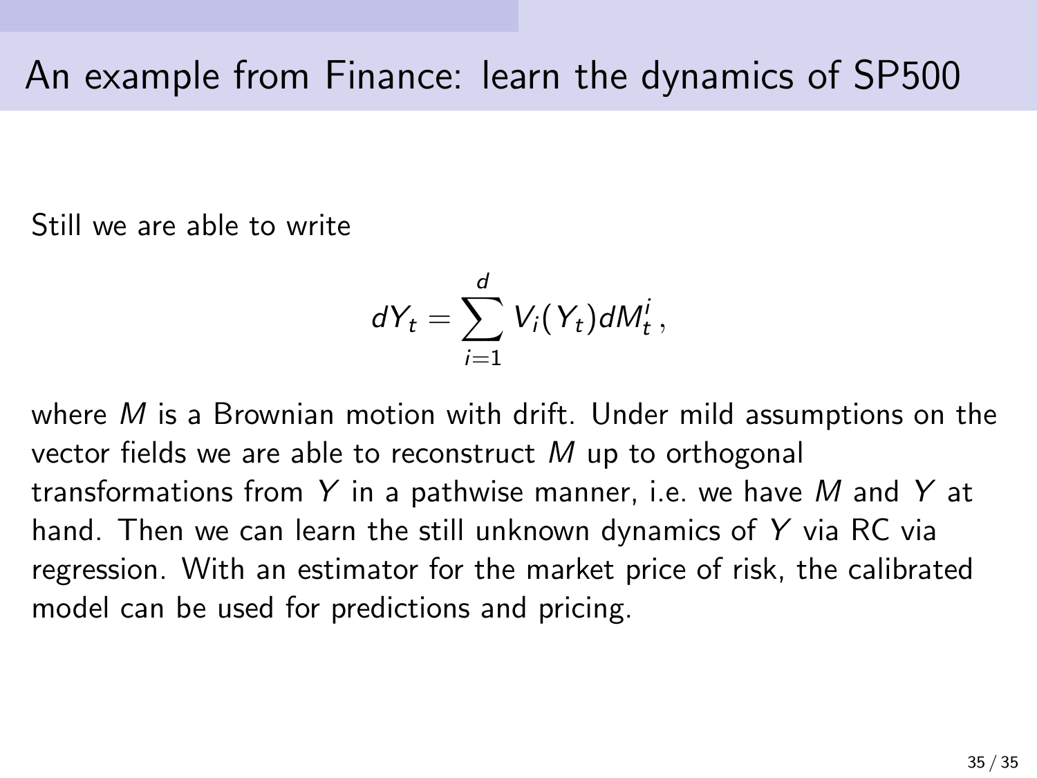# An example from Finance: learn the dynamics of SP500

Still we are able to write

$$dY_t = \sum_{i=1}^{d} V_i(Y_t) dM_t^i \,,$$

where $M$ is a Brownian motion with drift. Under mild assumptions on the vector fields we are able to reconstruct $M$ up to orthogonal transformations from $Y$ in a pathwise manner, i.e. we have $M$ and $Y$ at hand. Then we can learn the still unknown dynamics of $Y$ via RC via regression. With an estimator for the market price of risk, the calibrated model can be used for predictions and pricing.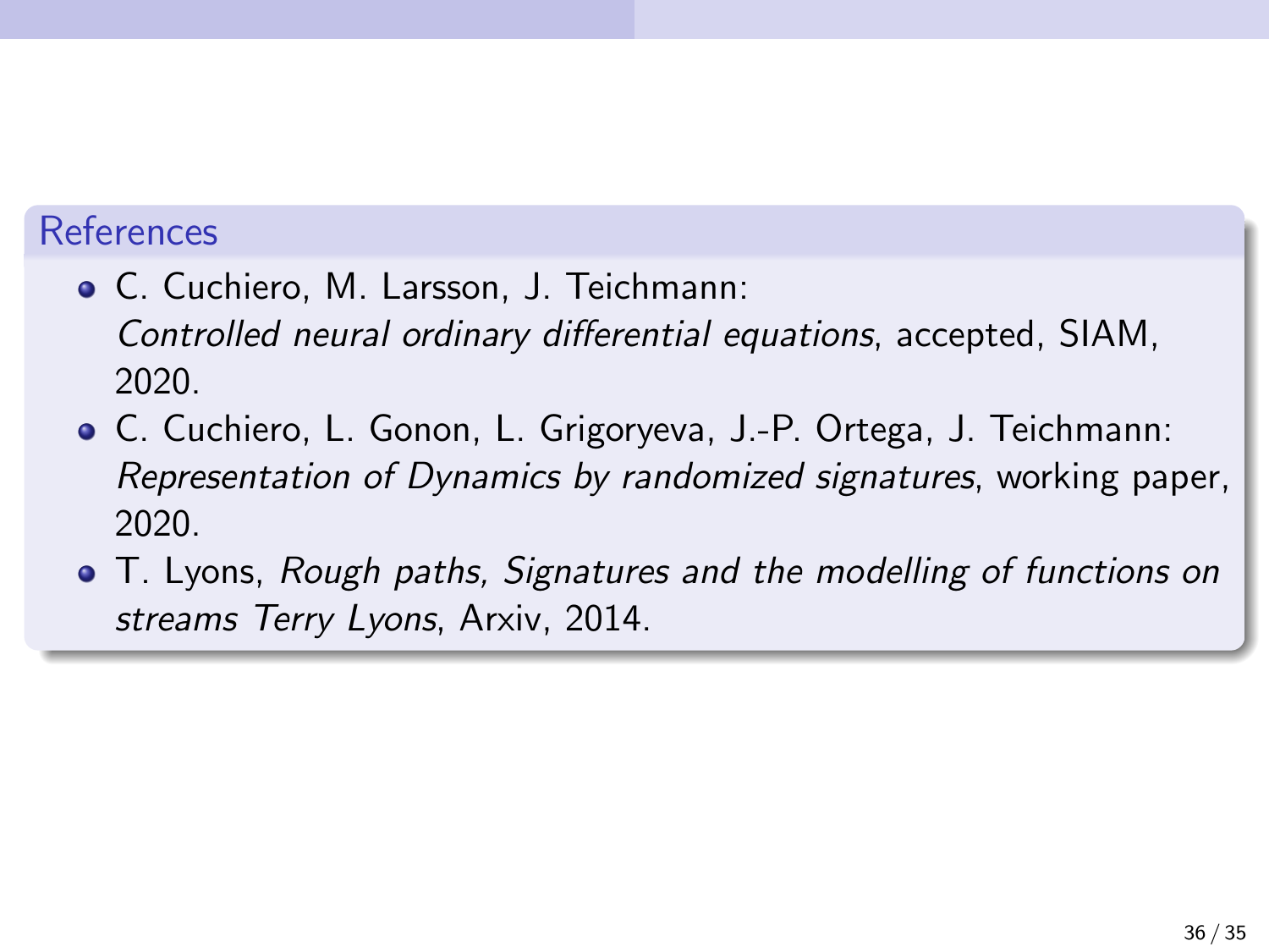## References

- C. Cuchiero, M. Larsson, J. Teichmann:
  *Controlled neural ordinary differential equations*, accepted, SIAM, 2020.
- C. Cuchiero, L. Gonon, L. Grigoryeva, J.-P. Ortega, J. Teichmann:
  *Representation of Dynamics by randomized signatures*, working paper, 2020.
- T. Lyons, *Rough paths, Signatures and the modelling of functions on streams Terry Lyons*, Arxiv, 2014.